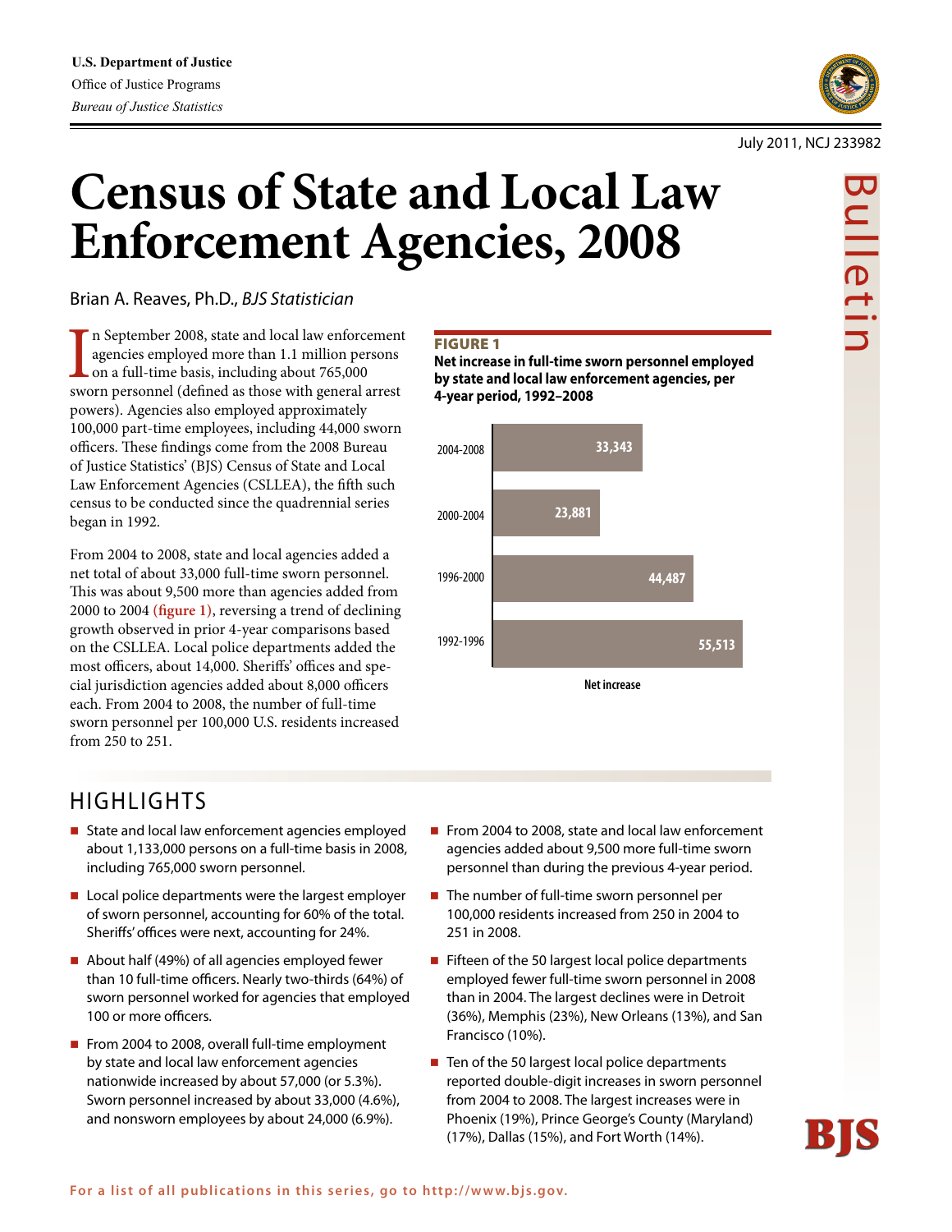U.S. Department of Justice
Office of Justice Programs
*Bureau of Justice Statistics*

July 2011, NCJ 233982

Bulletin

# Census of State and Local Law Enforcement Agencies, 2008

Brian A. Reaves, Ph.D., *BJS Statistician*

In September 2008, state and local law enforcement agencies employed more than 1.1 million persons on a full-time basis, including about 765,000 sworn personnel (defined as those with general arrest powers). Agencies also employed approximately 100,000 part-time employees, including 44,000 sworn officers. These findings come from the 2008 Bureau of Justice Statistics' (BJS) Census of State and Local Law Enforcement Agencies (CSLLEA), the fifth such census to be conducted since the quadrennial series began in 1992.

From 2004 to 2008, state and local agencies added a net total of about 33,000 full-time sworn personnel. This was about 9,500 more than agencies added from 2000 to 2004 **(figure 1)**, reversing a trend of declining growth observed in prior 4-year comparisons based on the CSLLEA. Local police departments added the most officers, about 14,000. Sheriffs' offices and special jurisdiction agencies added about 8,000 officers each. From 2004 to 2008, the number of full-time sworn personnel per 100,000 U.S. residents increased from 250 to 251.

**FIGURE 1**
**Net increase in full-time sworn personnel employed by state and local law enforcement agencies, per 4-year period, 1992–2008**

| Period | Net increase |
|---|---|
| 2004-2008 | 33,343 |
| 2000-2004 | 23,881 |
| 1996-2000 | 44,487 |
| 1992-1996 | 55,513 |

## HIGHLIGHTS

- State and local law enforcement agencies employed about 1,133,000 persons on a full-time basis in 2008, including 765,000 sworn personnel.
- Local police departments were the largest employer of sworn personnel, accounting for 60% of the total. Sheriffs' offices were next, accounting for 24%.
- About half (49%) of all agencies employed fewer than 10 full-time officers. Nearly two-thirds (64%) of sworn personnel worked for agencies that employed 100 or more officers.
- From 2004 to 2008, overall full-time employment by state and local law enforcement agencies nationwide increased by about 57,000 (or 5.3%). Sworn personnel increased by about 33,000 (4.6%), and nonsworn employees by about 24,000 (6.9%).
- From 2004 to 2008, state and local law enforcement agencies added about 9,500 more full-time sworn personnel than during the previous 4-year period.
- The number of full-time sworn personnel per 100,000 residents increased from 250 in 2004 to 251 in 2008.
- Fifteen of the 50 largest local police departments employed fewer full-time sworn personnel in 2008 than in 2004. The largest declines were in Detroit (36%), Memphis (23%), New Orleans (13%), and San Francisco (10%).
- Ten of the 50 largest local police departments reported double-digit increases in sworn personnel from 2004 to 2008. The largest increases were in Phoenix (19%), Prince George's County (Maryland) (17%), Dallas (15%), and Fort Worth (14%).

For a list of all publications in this series, go to http://www.bjs.gov.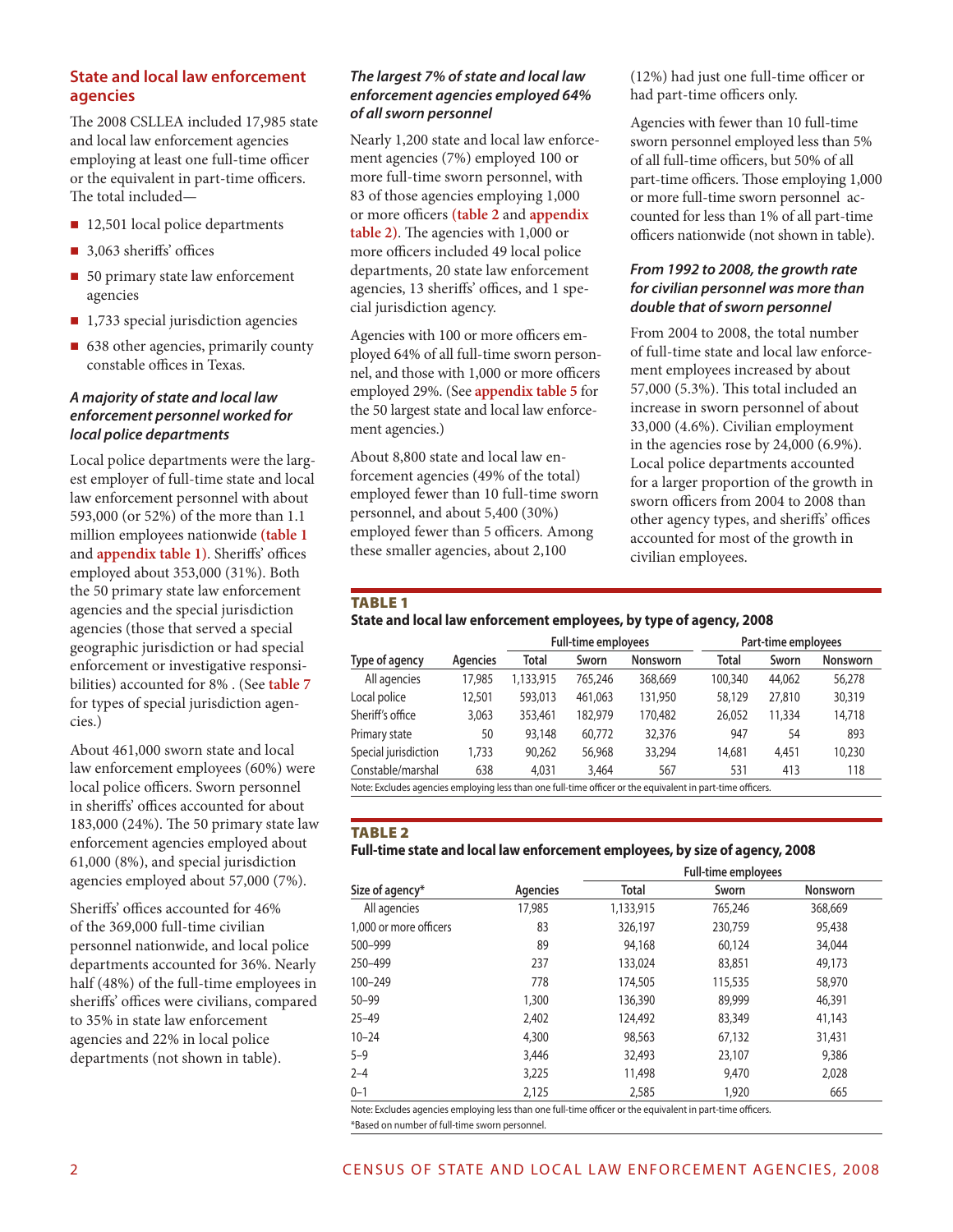## State and local law enforcement agencies

The 2008 CSLLEA included 17,985 state and local law enforcement agencies employing at least one full-time officer or the equivalent in part-time officers. The total included—

- 12,501 local police departments
- 3,063 sheriffs' offices
- 50 primary state law enforcement agencies
- 1,733 special jurisdiction agencies
- 638 other agencies, primarily county constable offices in Texas.

### *A majority of state and local law enforcement personnel worked for local police departments*

Local police departments were the largest employer of full-time state and local law enforcement personnel with about 593,000 (or 52%) of the more than 1.1 million employees nationwide **(table 1** and **appendix table 1)**. Sheriffs' offices employed about 353,000 (31%). Both the 50 primary state law enforcement agencies and the special jurisdiction agencies (those that served a special geographic jurisdiction or had special enforcement or investigative responsibilities) accounted for 8% . (See **table 7** for types of special jurisdiction agencies.)

About 461,000 sworn state and local law enforcement employees (60%) were local police officers. Sworn personnel in sheriffs' offices accounted for about 183,000 (24%). The 50 primary state law enforcement agencies employed about 61,000 (8%), and special jurisdiction agencies employed about 57,000 (7%).

Sheriffs' offices accounted for 46% of the 369,000 full-time civilian personnel nationwide, and local police departments accounted for 36%. Nearly half (48%) of the full-time employees in sheriffs' offices were civilians, compared to 35% in state law enforcement agencies and 22% in local police departments (not shown in table).

### *The largest 7% of state and local law enforcement agencies employed 64% of all sworn personnel*

Nearly 1,200 state and local law enforcement agencies (7%) employed 100 or more full-time sworn personnel, with 83 of those agencies employing 1,000 or more officers **(table 2** and **appendix table 2)**. The agencies with 1,000 or more officers included 49 local police departments, 20 state law enforcement agencies, 13 sheriffs' offices, and 1 special jurisdiction agency.

Agencies with 100 or more officers employed 64% of all full-time sworn personnel, and those with 1,000 or more officers employed 29%. (See **appendix table 5** for the 50 largest state and local law enforcement agencies.)

About 8,800 state and local law enforcement agencies (49% of the total) employed fewer than 10 full-time sworn personnel, and about 5,400 (30%) employed fewer than 5 officers. Among these smaller agencies, about 2,100 (12%) had just one full-time officer or had part-time officers only.

Agencies with fewer than 10 full-time sworn personnel employed less than 5% of all full-time officers, but 50% of all part-time officers. Those employing 1,000 or more full-time sworn personnel accounted for less than 1% of all part-time officers nationwide (not shown in table).

### *From 1992 to 2008, the growth rate for civilian personnel was more than double that of sworn personnel*

From 2004 to 2008, the total number of full-time state and local law enforcement employees increased by about 57,000 (5.3%). This total included an increase in sworn personnel of about 33,000 (4.6%). Civilian employment in the agencies rose by 24,000 (6.9%). Local police departments accounted for a larger proportion of the growth in sworn officers from 2004 to 2008 than other agency types, and sheriffs' offices accounted for most of the growth in civilian employees.

**TABLE 1**
**State and local law enforcement employees, by type of agency, 2008**

| | | Full-time employees | | | Part-time employees | | |
|---|---|---|---|---|---|---|---|
| Type of agency | Agencies | Total | Sworn | Nonsworn | Total | Sworn | Nonsworn |
| All agencies | 17,985 | 1,133,915 | 765,246 | 368,669 | 100,340 | 44,062 | 56,278 |
| Local police | 12,501 | 593,013 | 461,063 | 131,950 | 58,129 | 27,810 | 30,319 |
| Sheriff's office | 3,063 | 353,461 | 182,979 | 170,482 | 26,052 | 11,334 | 14,718 |
| Primary state | 50 | 93,148 | 60,772 | 32,376 | 947 | 54 | 893 |
| Special jurisdiction | 1,733 | 90,262 | 56,968 | 33,294 | 14,681 | 4,451 | 10,230 |
| Constable/marshal | 638 | 4,031 | 3,464 | 567 | 531 | 413 | 118 |

Note: Excludes agencies employing less than one full-time officer or the equivalent in part-time officers.

**TABLE 2**
**Full-time state and local law enforcement employees, by size of agency, 2008**

| | | Full-time employees | | |
|---|---|---|---|---|
| Size of agency* | Agencies | Total | Sworn | Nonsworn |
| All agencies | 17,985 | 1,133,915 | 765,246 | 368,669 |
| 1,000 or more officers | 83 | 326,197 | 230,759 | 95,438 |
| 500–999 | 89 | 94,168 | 60,124 | 34,044 |
| 250–499 | 237 | 133,024 | 83,851 | 49,173 |
| 100–249 | 778 | 174,505 | 115,535 | 58,970 |
| 50–99 | 1,300 | 136,390 | 89,999 | 46,391 |
| 25–49 | 2,402 | 124,492 | 83,349 | 41,143 |
| 10–24 | 4,300 | 98,563 | 67,132 | 31,431 |
| 5–9 | 3,446 | 32,493 | 23,107 | 9,386 |
| 2–4 | 3,225 | 11,498 | 9,470 | 2,028 |
| 0–1 | 2,125 | 2,585 | 1,920 | 665 |

Note: Excludes agencies employing less than one full-time officer or the equivalent in part-time officers.
*Based on number of full-time sworn personnel.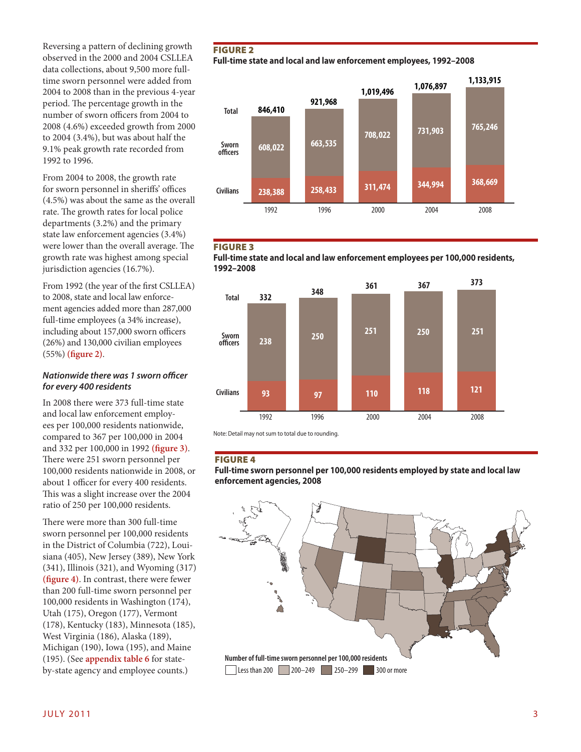Reversing a pattern of declining growth observed in the 2000 and 2004 CSLLEA data collections, about 9,500 more full-time sworn personnel were added from 2004 to 2008 than in the previous 4-year period. The percentage growth in the number of sworn officers from 2004 to 2008 (4.6%) exceeded growth from 2000 to 2004 (3.4%), but was about half the 9.1% peak growth rate recorded from 1992 to 1996.

From 2004 to 2008, the growth rate for sworn personnel in sheriffs' offices (4.5%) was about the same as the overall rate. The growth rates for local police departments (3.2%) and the primary state law enforcement agencies (3.4%) were lower than the overall average. The growth rate was highest among special jurisdiction agencies (16.7%).

From 1992 (the year of the first CSLLEA) to 2008, state and local law enforcement agencies added more than 287,000 full-time employees (a 34% increase), including about 157,000 sworn officers (26%) and 130,000 civilian employees (55%) **(figure 2)**.

### *Nationwide there was 1 sworn officer for every 400 residents*

In 2008 there were 373 full-time state and local law enforcement employees per 100,000 residents nationwide, compared to 367 per 100,000 in 2004 and 332 per 100,000 in 1992 **(figure 3)**. There were 251 sworn personnel per 100,000 residents nationwide in 2008, or about 1 officer for every 400 residents. This was a slight increase over the 2004 ratio of 250 per 100,000 residents.

There were more than 300 full-time sworn personnel per 100,000 residents in the District of Columbia (722), Louisiana (405), New Jersey (389), New York (341), Illinois (321), and Wyoming (317) **(figure 4)**. In contrast, there were fewer than 200 full-time sworn personnel per 100,000 residents in Washington (174), Utah (175), Oregon (177), Vermont (178), Kentucky (183), Minnesota (185), West Virginia (186), Alaska (189), Michigan (190), Iowa (195), and Maine (195). (See **appendix table 6** for state-by-state agency and employee counts.)

**FIGURE 2**
**Full-time state and local and law enforcement employees, 1992–2008**

| | 1992 | 1996 | 2000 | 2004 | 2008 |
|---|---|---|---|---|---|
| Total | 846,410 | 921,968 | 1,019,496 | 1,076,897 | 1,133,915 |
| Sworn officers | 608,022 | 663,535 | 708,022 | 731,903 | 765,246 |
| Civilians | 238,388 | 258,433 | 311,474 | 344,994 | 368,669 |

**FIGURE 3**
**Full-time state and local and law enforcement employees per 100,000 residents, 1992–2008**

| | 1992 | 1996 | 2000 | 2004 | 2008 |
|---|---|---|---|---|---|
| Total | 332 | 348 | 361 | 367 | 373 |
| Sworn officers | 238 | 250 | 251 | 250 | 251 |
| Civilians | 93 | 97 | 110 | 118 | 121 |

Note: Detail may not sum to total due to rounding.

**FIGURE 4**
**Full-time sworn personnel per 100,000 residents employed by state and local law enforcement agencies, 2008**

Number of full-time sworn personnel per 100,000 residents: Less than 200; 200–249; 250–299; 300 or more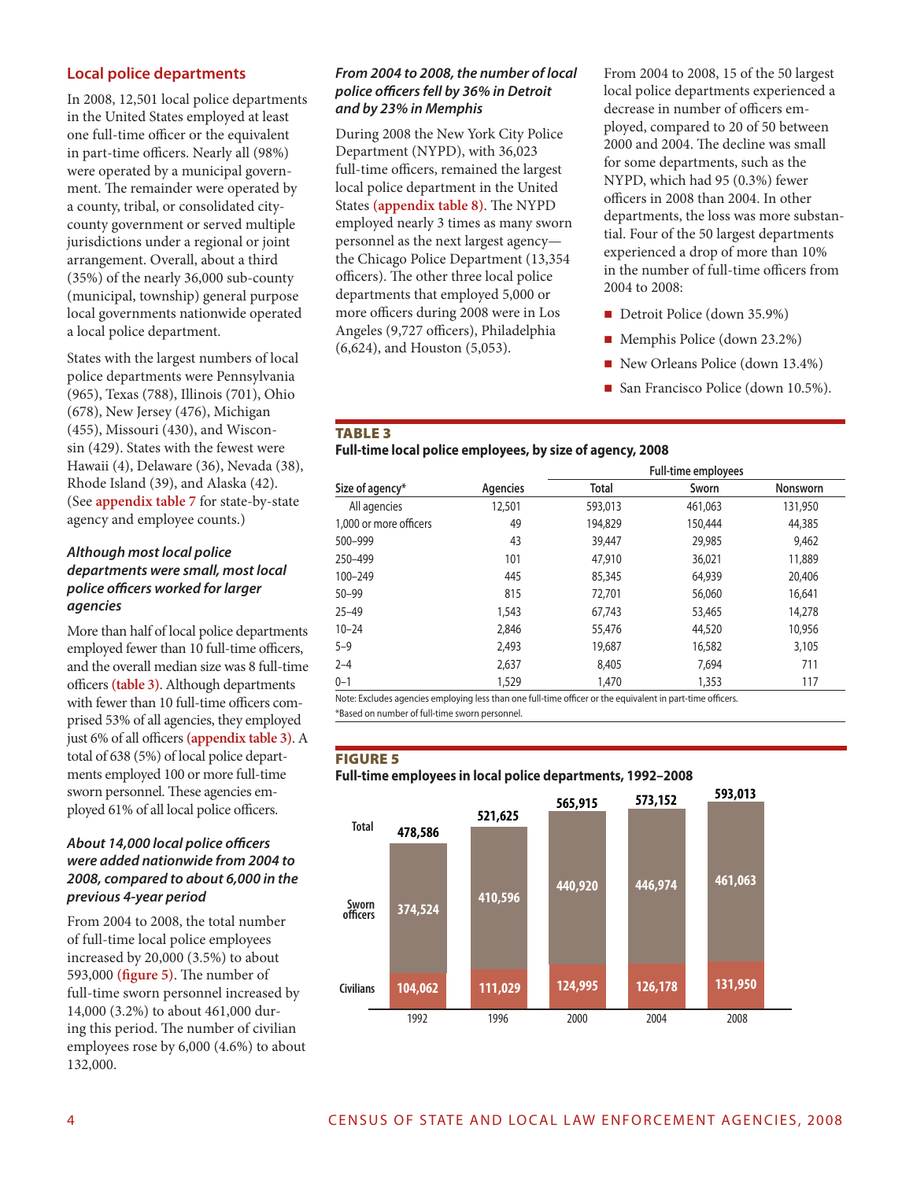## Local police departments

In 2008, 12,501 local police departments in the United States employed at least one full-time officer or the equivalent in part-time officers. Nearly all (98%) were operated by a municipal government. The remainder were operated by a county, tribal, or consolidated city-county government or served multiple jurisdictions under a regional or joint arrangement. Overall, about a third (35%) of the nearly 36,000 sub-county (municipal, township) general purpose local governments nationwide operated a local police department.

States with the largest numbers of local police departments were Pennsylvania (965), Texas (788), Illinois (701), Ohio (678), New Jersey (476), Michigan (455), Missouri (430), and Wisconsin (429). States with the fewest were Hawaii (4), Delaware (36), Nevada (38), Rhode Island (39), and Alaska (42). (See **appendix table 7** for state-by-state agency and employee counts.)

### *Although most local police departments were small, most local police officers worked for larger agencies*

More than half of local police departments employed fewer than 10 full-time officers, and the overall median size was 8 full-time officers **(table 3)**. Although departments with fewer than 10 full-time officers comprised 53% of all agencies, they employed just 6% of all officers **(appendix table 3)**. A total of 638 (5%) of local police departments employed 100 or more full-time sworn personnel. These agencies employed 61% of all local police officers.

### *About 14,000 local police officers were added nationwide from 2004 to 2008, compared to about 6,000 in the previous 4-year period*

From 2004 to 2008, the total number of full-time local police employees increased by 20,000 (3.5%) to about 593,000 **(figure 5)**. The number of full-time sworn personnel increased by 14,000 (3.2%) to about 461,000 during this period. The number of civilian employees rose by 6,000 (4.6%) to about 132,000.

### *From 2004 to 2008, the number of local police officers fell by 36% in Detroit and by 23% in Memphis*

During 2008 the New York City Police Department (NYPD), with 36,023 full-time officers, remained the largest local police department in the United States **(appendix table 8)**. The NYPD employed nearly 3 times as many sworn personnel as the next largest agency—the Chicago Police Department (13,354 officers). The other three local police departments that employed 5,000 or more officers during 2008 were in Los Angeles (9,727 officers), Philadelphia (6,624), and Houston (5,053).

From 2004 to 2008, 15 of the 50 largest local police departments experienced a decrease in number of officers employed, compared to 20 of 50 between 2000 and 2004. The decline was small for some departments, such as the NYPD, which had 95 (0.3%) fewer officers in 2008 than 2004. In other departments, the loss was more substantial. Four of the 50 largest departments experienced a drop of more than 10% in the number of full-time officers from 2004 to 2008:

- Detroit Police (down 35.9%)
- Memphis Police (down 23.2%)
- New Orleans Police (down 13.4%)
- San Francisco Police (down 10.5%).

**TABLE 3**
**Full-time local police employees, by size of agency, 2008**

| | | Full-time employees | | |
|---|---|---|---|---|
| Size of agency* | Agencies | Total | Sworn | Nonsworn |
| All agencies | 12,501 | 593,013 | 461,063 | 131,950 |
| 1,000 or more officers | 49 | 194,829 | 150,444 | 44,385 |
| 500–999 | 43 | 39,447 | 29,985 | 9,462 |
| 250–499 | 101 | 47,910 | 36,021 | 11,889 |
| 100–249 | 445 | 85,345 | 64,939 | 20,406 |
| 50–99 | 815 | 72,701 | 56,060 | 16,641 |
| 25–49 | 1,543 | 67,743 | 53,465 | 14,278 |
| 10–24 | 2,846 | 55,476 | 44,520 | 10,956 |
| 5–9 | 2,493 | 19,687 | 16,582 | 3,105 |
| 2–4 | 2,637 | 8,405 | 7,694 | 711 |
| 0–1 | 1,529 | 1,470 | 1,353 | 117 |

Note: Excludes agencies employing less than one full-time officer or the equivalent in part-time officers.
*Based on number of full-time sworn personnel.

**FIGURE 5**
**Full-time employees in local police departments, 1992–2008**

| | 1992 | 1996 | 2000 | 2004 | 2008 |
|---|---|---|---|---|---|
| Total | 478,586 | 521,625 | 565,915 | 573,152 | 593,013 |
| Sworn officers | 374,524 | 410,596 | 440,920 | 446,974 | 461,063 |
| Civilians | 104,062 | 111,029 | 124,995 | 126,178 | 131,950 |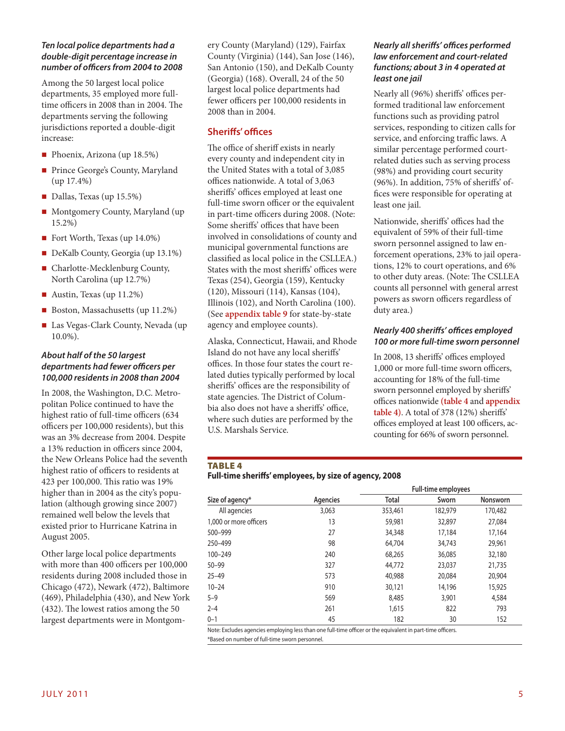### *Ten local police departments had a double-digit percentage increase in number of officers from 2004 to 2008*

Among the 50 largest local police departments, 35 employed more full-time officers in 2008 than in 2004. The departments serving the following jurisdictions reported a double-digit increase:

- Phoenix, Arizona (up 18.5%)
- Prince George's County, Maryland (up 17.4%)
- Dallas, Texas (up 15.5%)
- Montgomery County, Maryland (up 15.2%)
- Fort Worth, Texas (up 14.0%)
- DeKalb County, Georgia (up 13.1%)
- Charlotte-Mecklenburg County, North Carolina (up 12.7%)
- Austin, Texas (up 11.2%)
- Boston, Massachusetts (up 11.2%)
- Las Vegas-Clark County, Nevada (up 10.0%).

### *About half of the 50 largest departments had fewer officers per 100,000 residents in 2008 than 2004*

In 2008, the Washington, D.C. Metropolitan Police continued to have the highest ratio of full-time officers (634 officers per 100,000 residents), but this was an 3% decrease from 2004. Despite a 13% reduction in officers since 2004, the New Orleans Police had the seventh highest ratio of officers to residents at 423 per 100,000. This ratio was 19% higher than in 2004 as the city's population (although growing since 2007) remained well below the levels that existed prior to Hurricane Katrina in August 2005.

Other large local police departments with more than 400 officers per 100,000 residents during 2008 included those in Chicago (472), Newark (472), Baltimore (469), Philadelphia (430), and New York (432). The lowest ratios among the 50 largest departments were in Montgomery County (Maryland) (129), Fairfax County (Virginia) (144), San Jose (146), San Antonio (150), and DeKalb County (Georgia) (168). Overall, 24 of the 50 largest local police departments had fewer officers per 100,000 residents in 2008 than in 2004.

## Sheriffs' offices

The office of sheriff exists in nearly every county and independent city in the United States with a total of 3,085 offices nationwide. A total of 3,063 sheriffs' offices employed at least one full-time sworn officer or the equivalent in part-time officers during 2008. (Note: Some sheriffs' offices that have been involved in consolidations of county and municipal governmental functions are classified as local police in the CSLLEA.) States with the most sheriffs' offices were Texas (254), Georgia (159), Kentucky (120), Missouri (114), Kansas (104), Illinois (102), and North Carolina (100). (See **appendix table 9** for state-by-state agency and employee counts).

Alaska, Connecticut, Hawaii, and Rhode Island do not have any local sheriffs' offices. In those four states the court related duties typically performed by local sheriffs' offices are the responsibility of state agencies. The District of Columbia also does not have a sheriffs' office, where such duties are performed by the U.S. Marshals Service.

### *Nearly all sheriffs' offices performed law enforcement and court-related functions; about 3 in 4 operated at least one jail*

Nearly all (96%) sheriffs' offices performed traditional law enforcement functions such as providing patrol services, responding to citizen calls for service, and enforcing traffic laws. A similar percentage performed court-related duties such as serving process (98%) and providing court security (96%). In addition, 75% of sheriffs' offices were responsible for operating at least one jail.

Nationwide, sheriffs' offices had the equivalent of 59% of their full-time sworn personnel assigned to law enforcement operations, 23% to jail operations, 12% to court operations, and 6% to other duty areas. (Note: The CSLLEA counts all personnel with general arrest powers as sworn officers regardless of duty area.)

### *Nearly 400 sheriffs' offices employed 100 or more full-time sworn personnel*

In 2008, 13 sheriffs' offices employed 1,000 or more full-time sworn officers, accounting for 18% of the full-time sworn personnel employed by sheriffs' offices nationwide **(table 4** and **appendix table 4)**. A total of 378 (12%) sheriffs' offices employed at least 100 officers, accounting for 66% of sworn personnel.

**TABLE 4**
**Full-time sheriffs' employees, by size of agency, 2008**

| Size of agency* | Agencies | Full-time employees | | |
|---|---|---|---|---|
| | | Total | Sworn | Nonsworn |
| All agencies | 3,063 | 353,461 | 182,979 | 170,482 |
| 1,000 or more officers | 13 | 59,981 | 32,897 | 27,084 |
| 500–999 | 27 | 34,348 | 17,184 | 17,164 |
| 250–499 | 98 | 64,704 | 34,743 | 29,961 |
| 100–249 | 240 | 68,265 | 36,085 | 32,180 |
| 50–99 | 327 | 44,772 | 23,037 | 21,735 |
| 25–49 | 573 | 40,988 | 20,084 | 20,904 |
| 10–24 | 910 | 30,121 | 14,196 | 15,925 |
| 5–9 | 569 | 8,485 | 3,901 | 4,584 |
| 2–4 | 261 | 1,615 | 822 | 793 |
| 0–1 | 45 | 182 | 30 | 152 |

Note: Excludes agencies employing less than one full-time officer or the equivalent in part-time officers.
*Based on number of full-time sworn personnel.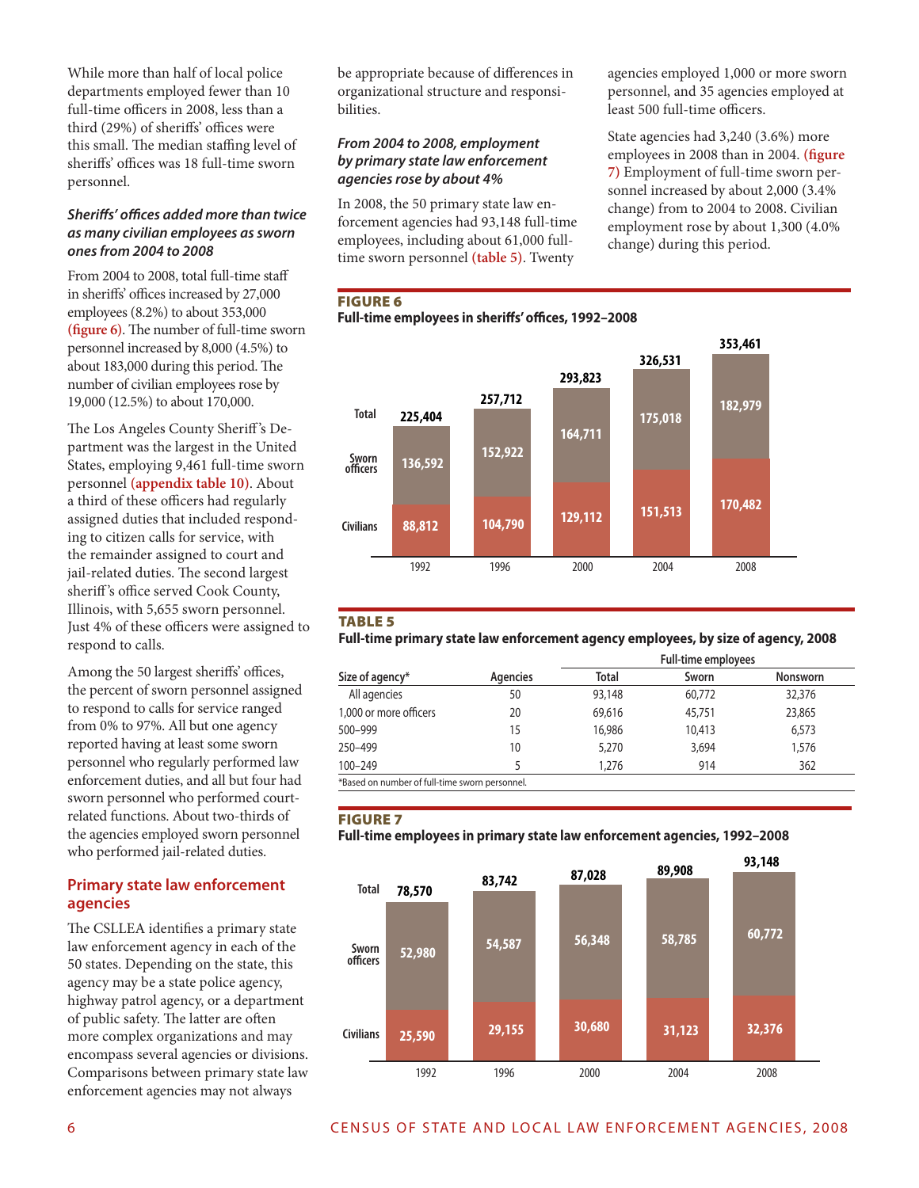While more than half of local police departments employed fewer than 10 full-time officers in 2008, less than a third (29%) of sheriffs' offices were this small. The median staffing level of sheriffs' offices was 18 full-time sworn personnel.

### *Sheriffs' offices added more than twice as many civilian employees as sworn ones from 2004 to 2008*

From 2004 to 2008, total full-time staff in sheriffs' offices increased by 27,000 employees (8.2%) to about 353,000 **(figure 6)**. The number of full-time sworn personnel increased by 8,000 (4.5%) to about 183,000 during this period. The number of civilian employees rose by 19,000 (12.5%) to about 170,000.

The Los Angeles County Sheriff's Department was the largest in the United States, employing 9,461 full-time sworn personnel **(appendix table 10)**. About a third of these officers had regularly assigned duties that included responding to citizen calls for service, with the remainder assigned to court and jail-related duties. The second largest sheriff's office served Cook County, Illinois, with 5,655 sworn personnel. Just 4% of these officers were assigned to respond to calls.

Among the 50 largest sheriffs' offices, the percent of sworn personnel assigned to respond to calls for service ranged from 0% to 97%. All but one agency reported having at least some sworn personnel who regularly performed law enforcement duties, and all but four had sworn personnel who performed court-related functions. About two-thirds of the agencies employed sworn personnel who performed jail-related duties.

## Primary state law enforcement agencies

The CSLLEA identifies a primary state law enforcement agency in each of the 50 states. Depending on the state, this agency may be a state police agency, highway patrol agency, or a department of public safety. The latter are often more complex organizations and may encompass several agencies or divisions. Comparisons between primary state law enforcement agencies may not always be appropriate because of differences in organizational structure and responsibilities.

### *From 2004 to 2008, employment by primary state law enforcement agencies rose by about 4%*

In 2008, the 50 primary state law enforcement agencies had 93,148 full-time employees, including about 61,000 full-time sworn personnel **(table 5)**. Twenty agencies employed 1,000 or more sworn personnel, and 35 agencies employed at least 500 full-time officers.

State agencies had 3,240 (3.6%) more employees in 2008 than in 2004. **(figure 7)** Employment of full-time sworn personnel increased by about 2,000 (3.4% change) from to 2004 to 2008. Civilian employment rose by about 1,300 (4.0% change) during this period.

**FIGURE 6**
**Full-time employees in sheriffs' offices, 1992–2008**

| | 1992 | 1996 | 2000 | 2004 | 2008 |
|---|---|---|---|---|---|
| Total | 225,404 | 257,712 | 293,823 | 326,531 | 353,461 |
| Sworn officers | 136,592 | 152,922 | 164,711 | 175,018 | 182,979 |
| Civilians | 88,812 | 104,790 | 129,112 | 151,513 | 170,482 |

**TABLE 5**
**Full-time primary state law enforcement agency employees, by size of agency, 2008**

| | | Full-time employees | | |
|---|---|---|---|---|
| Size of agency* | Agencies | Total | Sworn | Nonsworn |
| All agencies | 50 | 93,148 | 60,772 | 32,376 |
| 1,000 or more officers | 20 | 69,616 | 45,751 | 23,865 |
| 500–999 | 15 | 16,986 | 10,413 | 6,573 |
| 250–499 | 10 | 5,270 | 3,694 | 1,576 |
| 100–249 | 5 | 1,276 | 914 | 362 |

*Based on number of full-time sworn personnel.

**FIGURE 7**
**Full-time employees in primary state law enforcement agencies, 1992–2008**

| | 1992 | 1996 | 2000 | 2004 | 2008 |
|---|---|---|---|---|---|
| Total | 78,570 | 83,742 | 87,028 | 89,908 | 93,148 |
| Sworn officers | 52,980 | 54,587 | 56,348 | 58,785 | 60,772 |
| Civilians | 25,590 | 29,155 | 30,680 | 31,123 | 32,376 |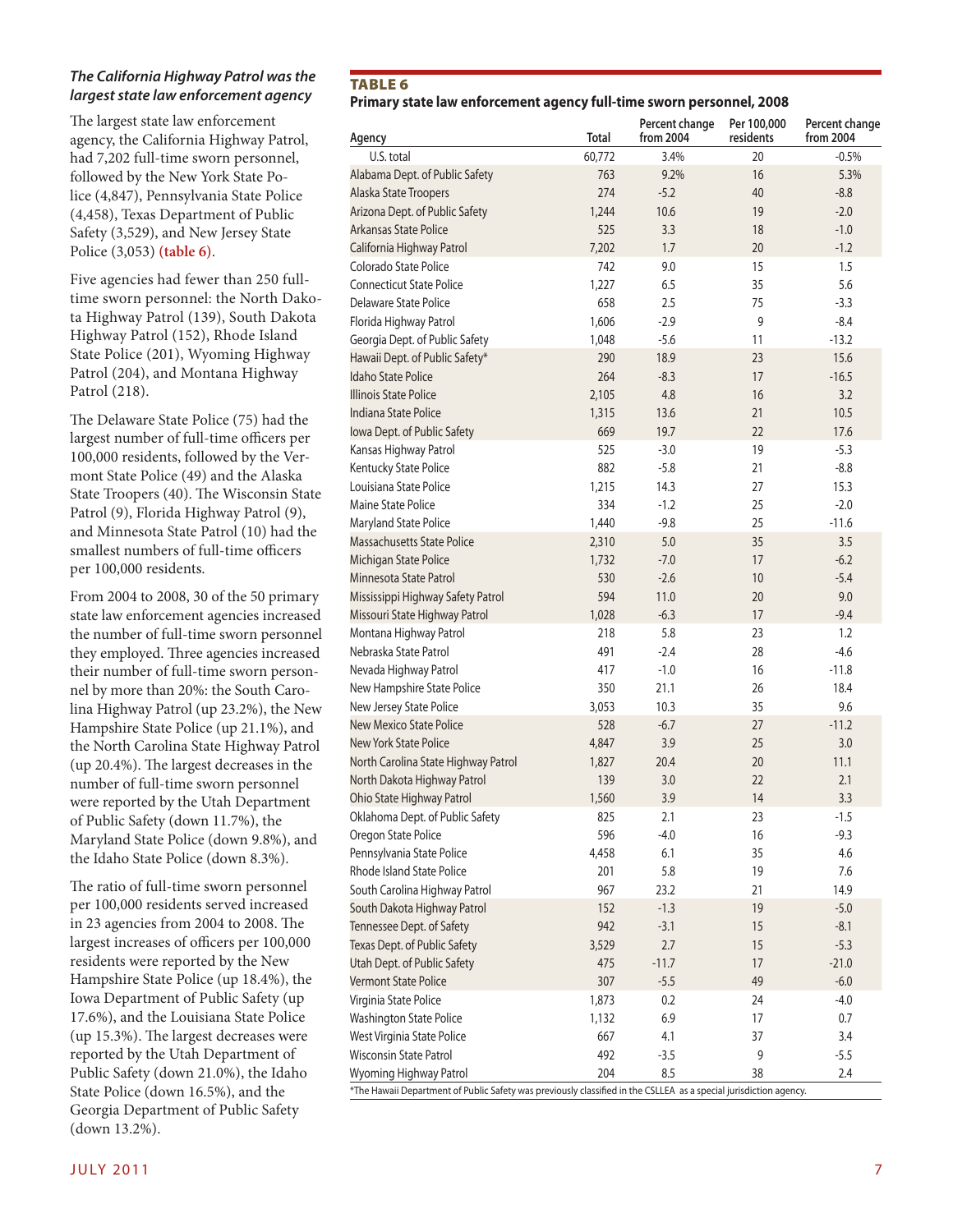### *The California Highway Patrol was the largest state law enforcement agency*

The largest state law enforcement agency, the California Highway Patrol, had 7,202 full-time sworn personnel, followed by the New York State Police (4,847), Pennsylvania State Police (4,458), Texas Department of Public Safety (3,529), and New Jersey State Police (3,053) **(table 6)**.

Five agencies had fewer than 250 full-time sworn personnel: the North Dakota Highway Patrol (139), South Dakota Highway Patrol (152), Rhode Island State Police (201), Wyoming Highway Patrol (204), and Montana Highway Patrol (218).

The Delaware State Police (75) had the largest number of full-time officers per 100,000 residents, followed by the Vermont State Police (49) and the Alaska State Troopers (40). The Wisconsin State Patrol (9), Florida Highway Patrol (9), and Minnesota State Patrol (10) had the smallest numbers of full-time officers per 100,000 residents.

From 2004 to 2008, 30 of the 50 primary state law enforcement agencies increased the number of full-time sworn personnel they employed. Three agencies increased their number of full-time sworn personnel by more than 20%: the South Carolina Highway Patrol (up 23.2%), the New Hampshire State Police (up 21.1%), and the North Carolina State Highway Patrol (up 20.4%). The largest decreases in the number of full-time sworn personnel were reported by the Utah Department of Public Safety (down 11.7%), the Maryland State Police (down 9.8%), and the Idaho State Police (down 8.3%).

The ratio of full-time sworn personnel per 100,000 residents served increased in 23 agencies from 2004 to 2008. The largest increases of officers per 100,000 residents were reported by the New Hampshire State Police (up 18.4%), the Iowa Department of Public Safety (up 17.6%), and the Louisiana State Police (up 15.3%). The largest decreases were reported by the Utah Department of Public Safety (down 21.0%), the Idaho State Police (down 16.5%), and the Georgia Department of Public Safety (down 13.2%).

**TABLE 6**
**Primary state law enforcement agency full-time sworn personnel, 2008**

| Agency | Total | Percent change from 2004 | Per 100,000 residents | Percent change from 2004 |
|---|---|---|---|---|
| U.S. total | 60,772 | 3.4% | 20 | -0.5% |
| Alabama Dept. of Public Safety | 763 | 9.2% | 16 | 5.3% |
| Alaska State Troopers | 274 | -5.2 | 40 | -8.8 |
| Arizona Dept. of Public Safety | 1,244 | 10.6 | 19 | -2.0 |
| Arkansas State Police | 525 | 3.3 | 18 | -1.0 |
| California Highway Patrol | 7,202 | 1.7 | 20 | -1.2 |
| Colorado State Police | 742 | 9.0 | 15 | 1.5 |
| Connecticut State Police | 1,227 | 6.5 | 35 | 5.6 |
| Delaware State Police | 658 | 2.5 | 75 | -3.3 |
| Florida Highway Patrol | 1,606 | -2.9 | 9 | -8.4 |
| Georgia Dept. of Public Safety | 1,048 | -5.6 | 11 | -13.2 |
| Hawaii Dept. of Public Safety* | 290 | 18.9 | 23 | 15.6 |
| Idaho State Police | 264 | -8.3 | 17 | -16.5 |
| Illinois State Police | 2,105 | 4.8 | 16 | 3.2 |
| Indiana State Police | 1,315 | 13.6 | 21 | 10.5 |
| Iowa Dept. of Public Safety | 669 | 19.7 | 22 | 17.6 |
| Kansas Highway Patrol | 525 | -3.0 | 19 | -5.3 |
| Kentucky State Police | 882 | -5.8 | 21 | -8.8 |
| Louisiana State Police | 1,215 | 14.3 | 27 | 15.3 |
| Maine State Police | 334 | -1.2 | 25 | -2.0 |
| Maryland State Police | 1,440 | -9.8 | 25 | -11.6 |
| Massachusetts State Police | 2,310 | 5.0 | 35 | 3.5 |
| Michigan State Police | 1,732 | -7.0 | 17 | -6.2 |
| Minnesota State Patrol | 530 | -2.6 | 10 | -5.4 |
| Mississippi Highway Safety Patrol | 594 | 11.0 | 20 | 9.0 |
| Missouri State Highway Patrol | 1,028 | -6.3 | 17 | -9.4 |
| Montana Highway Patrol | 218 | 5.8 | 23 | 1.2 |
| Nebraska State Patrol | 491 | -2.4 | 28 | -4.6 |
| Nevada Highway Patrol | 417 | -1.0 | 16 | -11.8 |
| New Hampshire State Police | 350 | 21.1 | 26 | 18.4 |
| New Jersey State Police | 3,053 | 10.3 | 35 | 9.6 |
| New Mexico State Police | 528 | -6.7 | 27 | -11.2 |
| New York State Police | 4,847 | 3.9 | 25 | 3.0 |
| North Carolina State Highway Patrol | 1,827 | 20.4 | 20 | 11.1 |
| North Dakota Highway Patrol | 139 | 3.0 | 22 | 2.1 |
| Ohio State Highway Patrol | 1,560 | 3.9 | 14 | 3.3 |
| Oklahoma Dept. of Public Safety | 825 | 2.1 | 23 | -1.5 |
| Oregon State Police | 596 | -4.0 | 16 | -9.3 |
| Pennsylvania State Police | 4,458 | 6.1 | 35 | 4.6 |
| Rhode Island State Police | 201 | 5.8 | 19 | 7.6 |
| South Carolina Highway Patrol | 967 | 23.2 | 21 | 14.9 |
| South Dakota Highway Patrol | 152 | -1.3 | 19 | -5.0 |
| Tennessee Dept. of Safety | 942 | -3.1 | 15 | -8.1 |
| Texas Dept. of Public Safety | 3,529 | 2.7 | 15 | -5.3 |
| Utah Dept. of Public Safety | 475 | -11.7 | 17 | -21.0 |
| Vermont State Police | 307 | -5.5 | 49 | -6.0 |
| Virginia State Police | 1,873 | 0.2 | 24 | -4.0 |
| Washington State Police | 1,132 | 6.9 | 17 | 0.7 |
| West Virginia State Police | 667 | 4.1 | 37 | 3.4 |
| Wisconsin State Patrol | 492 | -3.5 | 9 | -5.5 |
| Wyoming Highway Patrol | 204 | 8.5 | 38 | 2.4 |

*The Hawaii Department of Public Safety was previously classified in the CSLLEA as a special jurisdiction agency.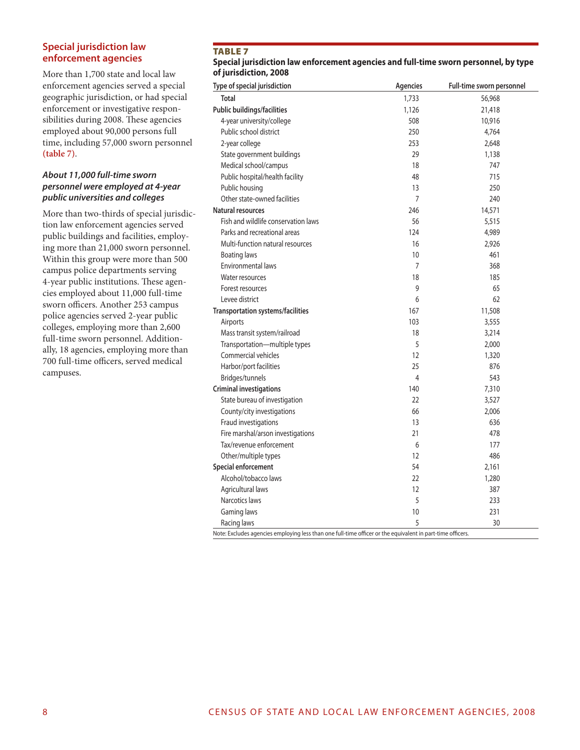## Special jurisdiction law enforcement agencies

More than 1,700 state and local law enforcement agencies served a special geographic jurisdiction, or had special enforcement or investigative responsibilities during 2008. These agencies employed about 90,000 persons full time, including 57,000 sworn personnel **(table 7)**.

### *About 11,000 full-time sworn personnel were employed at 4-year public universities and colleges*

More than two-thirds of special jurisdiction law enforcement agencies served public buildings and facilities, employing more than 21,000 sworn personnel. Within this group were more than 500 campus police departments serving 4-year public institutions. These agencies employed about 11,000 full-time sworn officers. Another 253 campus police agencies served 2-year public colleges, employing more than 2,600 full-time sworn personnel. Additionally, 18 agencies, employing more than 700 full-time officers, served medical campuses.

**TABLE 7**

**Special jurisdiction law enforcement agencies and full-time sworn personnel, by type of jurisdiction, 2008**

| Type of special jurisdiction | Agencies | Full-time sworn personnel |
|---|---|---|
| **Total** | 1,733 | 56,968 |
| **Public buildings/facilities** | 1,126 | 21,418 |
| 4-year university/college | 508 | 10,916 |
| Public school district | 250 | 4,764 |
| 2-year college | 253 | 2,648 |
| State government buildings | 29 | 1,138 |
| Medical school/campus | 18 | 747 |
| Public hospital/health facility | 48 | 715 |
| Public housing | 13 | 250 |
| Other state-owned facilities | 7 | 240 |
| **Natural resources** | 246 | 14,571 |
| Fish and wildlife conservation laws | 56 | 5,515 |
| Parks and recreational areas | 124 | 4,989 |
| Multi-function natural resources | 16 | 2,926 |
| Boating laws | 10 | 461 |
| Environmental laws | 7 | 368 |
| Water resources | 18 | 185 |
| Forest resources | 9 | 65 |
| Levee district | 6 | 62 |
| **Transportation systems/facilities** | 167 | 11,508 |
| Airports | 103 | 3,555 |
| Mass transit system/railroad | 18 | 3,214 |
| Transportation—multiple types | 5 | 2,000 |
| Commercial vehicles | 12 | 1,320 |
| Harbor/port facilities | 25 | 876 |
| Bridges/tunnels | 4 | 543 |
| **Criminal investigations** | 140 | 7,310 |
| State bureau of investigation | 22 | 3,527 |
| County/city investigations | 66 | 2,006 |
| Fraud investigations | 13 | 636 |
| Fire marshal/arson investigations | 21 | 478 |
| Tax/revenue enforcement | 6 | 177 |
| Other/multiple types | 12 | 486 |
| **Special enforcement** | 54 | 2,161 |
| Alcohol/tobacco laws | 22 | 1,280 |
| Agricultural laws | 12 | 387 |
| Narcotics laws | 5 | 233 |
| Gaming laws | 10 | 231 |
| Racing laws | 5 | 30 |

Note: Excludes agencies employing less than one full-time officer or the equivalent in part-time officers.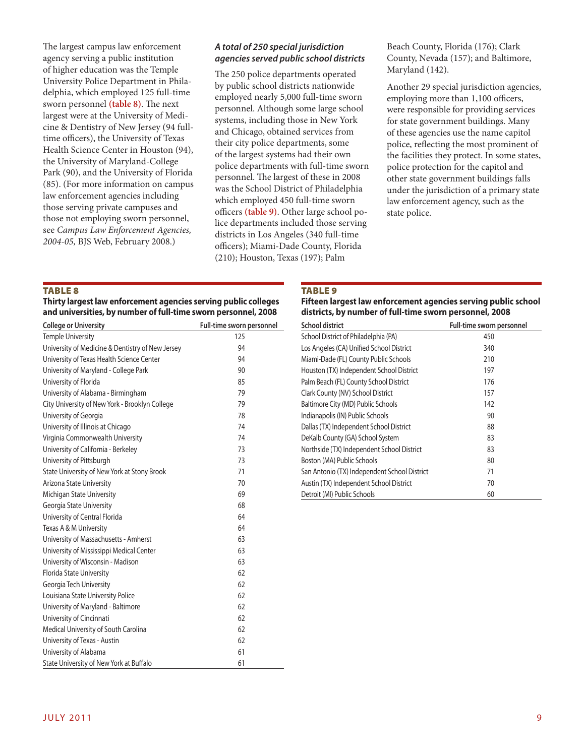The largest campus law enforcement agency serving a public institution of higher education was the Temple University Police Department in Philadelphia, which employed 125 full-time sworn personnel **(table 8)**. The next largest were at the University of Medicine & Dentistry of New Jersey (94 full-time officers), the University of Texas Health Science Center in Houston (94), the University of Maryland-College Park (90), and the University of Florida (85). (For more information on campus law enforcement agencies including those serving private campuses and those not employing sworn personnel, see *Campus Law Enforcement Agencies, 2004-05,* BJS Web, February 2008.)

### *A total of 250 special jurisdiction agencies served public school districts*

The 250 police departments operated by public school districts nationwide employed nearly 5,000 full-time sworn personnel. Although some large school systems, including those in New York and Chicago, obtained services from their city police departments, some of the largest systems had their own police departments with full-time sworn personnel. The largest of these in 2008 was the School District of Philadelphia which employed 450 full-time sworn officers **(table 9)**. Other large school police departments included those serving districts in Los Angeles (340 full-time officers); Miami-Dade County, Florida (210); Houston, Texas (197); Palm Beach County, Florida (176); Clark County, Nevada (157); and Baltimore, Maryland (142).

Another 29 special jurisdiction agencies, employing more than 1,100 officers, were responsible for providing services for state government buildings. Many of these agencies use the name capitol police, reflecting the most prominent of the facilities they protect. In some states, police protection for the capitol and other state government buildings falls under the jurisdiction of a primary state law enforcement agency, such as the state police.

**TABLE 8**

**Thirty largest law enforcement agencies serving public colleges and universities, by number of full-time sworn personnel, 2008**

| College or University | Full-time sworn personnel |
|---|---|
| Temple University | 125 |
| University of Medicine & Dentistry of New Jersey | 94 |
| University of Texas Health Science Center | 94 |
| University of Maryland - College Park | 90 |
| University of Florida | 85 |
| University of Alabama - Birmingham | 79 |
| City University of New York - Brooklyn College | 79 |
| University of Georgia | 78 |
| University of Illinois at Chicago | 74 |
| Virginia Commonwealth University | 74 |
| University of California - Berkeley | 73 |
| University of Pittsburgh | 73 |
| State University of New York at Stony Brook | 71 |
| Arizona State University | 70 |
| Michigan State University | 69 |
| Georgia State University | 68 |
| University of Central Florida | 64 |
| Texas A & M University | 64 |
| University of Massachusetts - Amherst | 63 |
| University of Mississippi Medical Center | 63 |
| University of Wisconsin - Madison | 63 |
| Florida State University | 62 |
| Georgia Tech University | 62 |
| Louisiana State University Police | 62 |
| University of Maryland - Baltimore | 62 |
| University of Cincinnati | 62 |
| Medical University of South Carolina | 62 |
| University of Texas - Austin | 62 |
| University of Alabama | 61 |
| State University of New York at Buffalo | 61 |

**TABLE 9**

**Fifteen largest law enforcement agencies serving public school districts, by number of full-time sworn personnel, 2008**

| School district | Full-time sworn personnel |
|---|---|
| School District of Philadelphia (PA) | 450 |
| Los Angeles (CA) Unified School District | 340 |
| Miami-Dade (FL) County Public Schools | 210 |
| Houston (TX) Independent School District | 197 |
| Palm Beach (FL) County School District | 176 |
| Clark County (NV) School District | 157 |
| Baltimore City (MD) Public Schools | 142 |
| Indianapolis (IN) Public Schools | 90 |
| Dallas (TX) Independent School District | 88 |
| DeKalb County (GA) School System | 83 |
| Northside (TX) Independent School District | 83 |
| Boston (MA) Public Schools | 80 |
| San Antonio (TX) Independent School District | 71 |
| Austin (TX) Independent School District | 70 |
| Detroit (MI) Public Schools | 60 |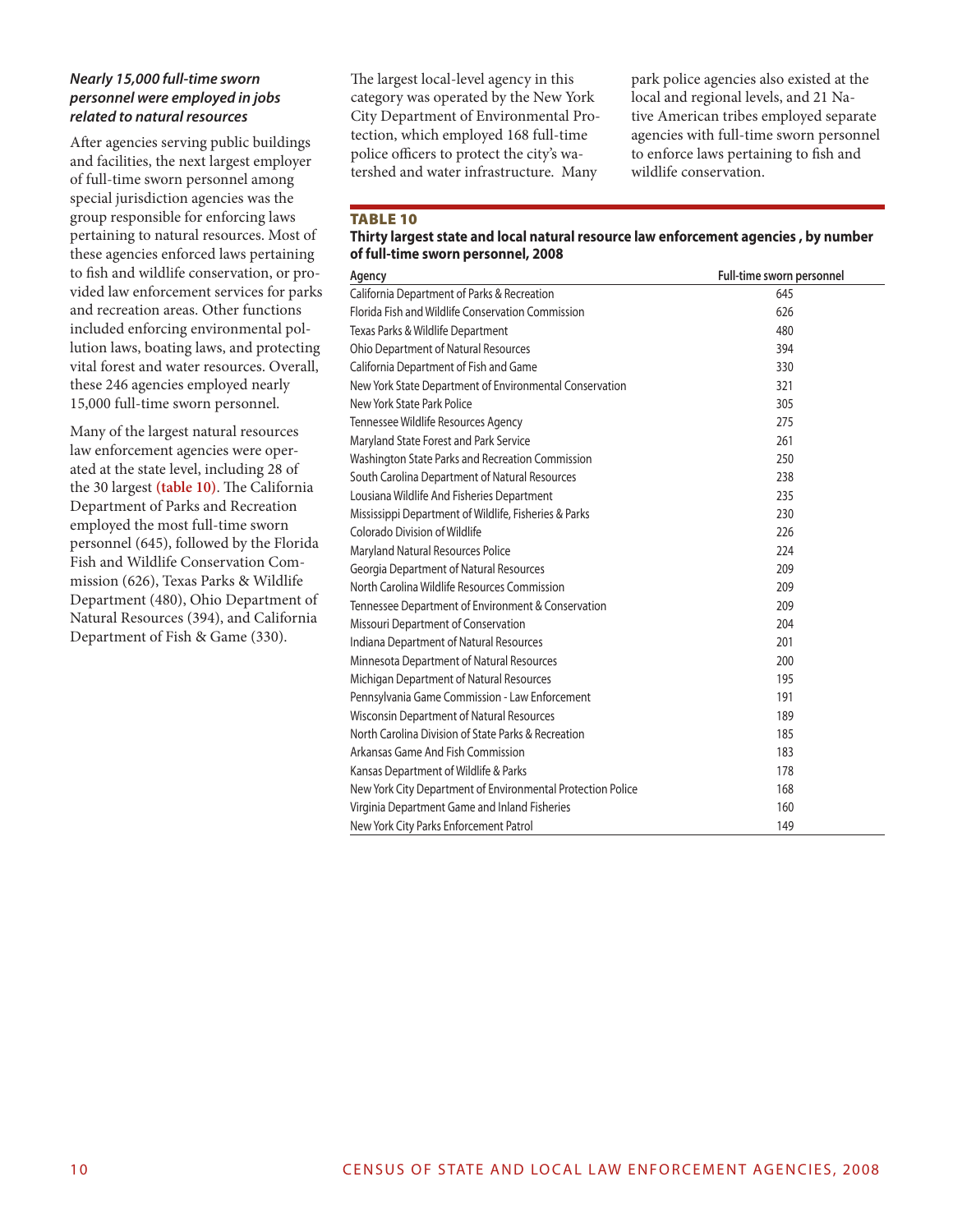### *Nearly 15,000 full-time sworn personnel were employed in jobs related to natural resources*

After agencies serving public buildings and facilities, the next largest employer of full-time sworn personnel among special jurisdiction agencies was the group responsible for enforcing laws pertaining to natural resources. Most of these agencies enforced laws pertaining to fish and wildlife conservation, or provided law enforcement services for parks and recreation areas. Other functions included enforcing environmental pollution laws, boating laws, and protecting vital forest and water resources. Overall, these 246 agencies employed nearly 15,000 full-time sworn personnel.

Many of the largest natural resources law enforcement agencies were operated at the state level, including 28 of the 30 largest (table 10). The California Department of Parks and Recreation employed the most full-time sworn personnel (645), followed by the Florida Fish and Wildlife Conservation Commission (626), Texas Parks & Wildlife Department (480), Ohio Department of Natural Resources (394), and California Department of Fish & Game (330).

The largest local-level agency in this category was operated by the New York City Department of Environmental Protection, which employed 168 full-time police officers to protect the city's watershed and water infrastructure. Many park police agencies also existed at the local and regional levels, and 21 Native American tribes employed separate agencies with full-time sworn personnel to enforce laws pertaining to fish and wildlife conservation.

**TABLE 10**

**Thirty largest state and local natural resource law enforcement agencies , by number of full-time sworn personnel, 2008**

| Agency | Full-time sworn personnel |
|---|---|
| California Department of Parks & Recreation | 645 |
| Florida Fish and Wildlife Conservation Commission | 626 |
| Texas Parks & Wildlife Department | 480 |
| Ohio Department of Natural Resources | 394 |
| California Department of Fish and Game | 330 |
| New York State Department of Environmental Conservation | 321 |
| New York State Park Police | 305 |
| Tennessee Wildlife Resources Agency | 275 |
| Maryland State Forest and Park Service | 261 |
| Washington State Parks and Recreation Commission | 250 |
| South Carolina Department of Natural Resources | 238 |
| Lousiana Wildlife And Fisheries Department | 235 |
| Mississippi Department of Wildlife, Fisheries & Parks | 230 |
| Colorado Division of Wildlife | 226 |
| Maryland Natural Resources Police | 224 |
| Georgia Department of Natural Resources | 209 |
| North Carolina Wildlife Resources Commission | 209 |
| Tennessee Department of Environment & Conservation | 209 |
| Missouri Department of Conservation | 204 |
| Indiana Department of Natural Resources | 201 |
| Minnesota Department of Natural Resources | 200 |
| Michigan Department of Natural Resources | 195 |
| Pennsylvania Game Commission - Law Enforcement | 191 |
| Wisconsin Department of Natural Resources | 189 |
| North Carolina Division of State Parks & Recreation | 185 |
| Arkansas Game And Fish Commission | 183 |
| Kansas Department of Wildlife & Parks | 178 |
| New York City Department of Environmental Protection Police | 168 |
| Virginia Department Game and Inland Fisheries | 160 |
| New York City Parks Enforcement Patrol | 149 |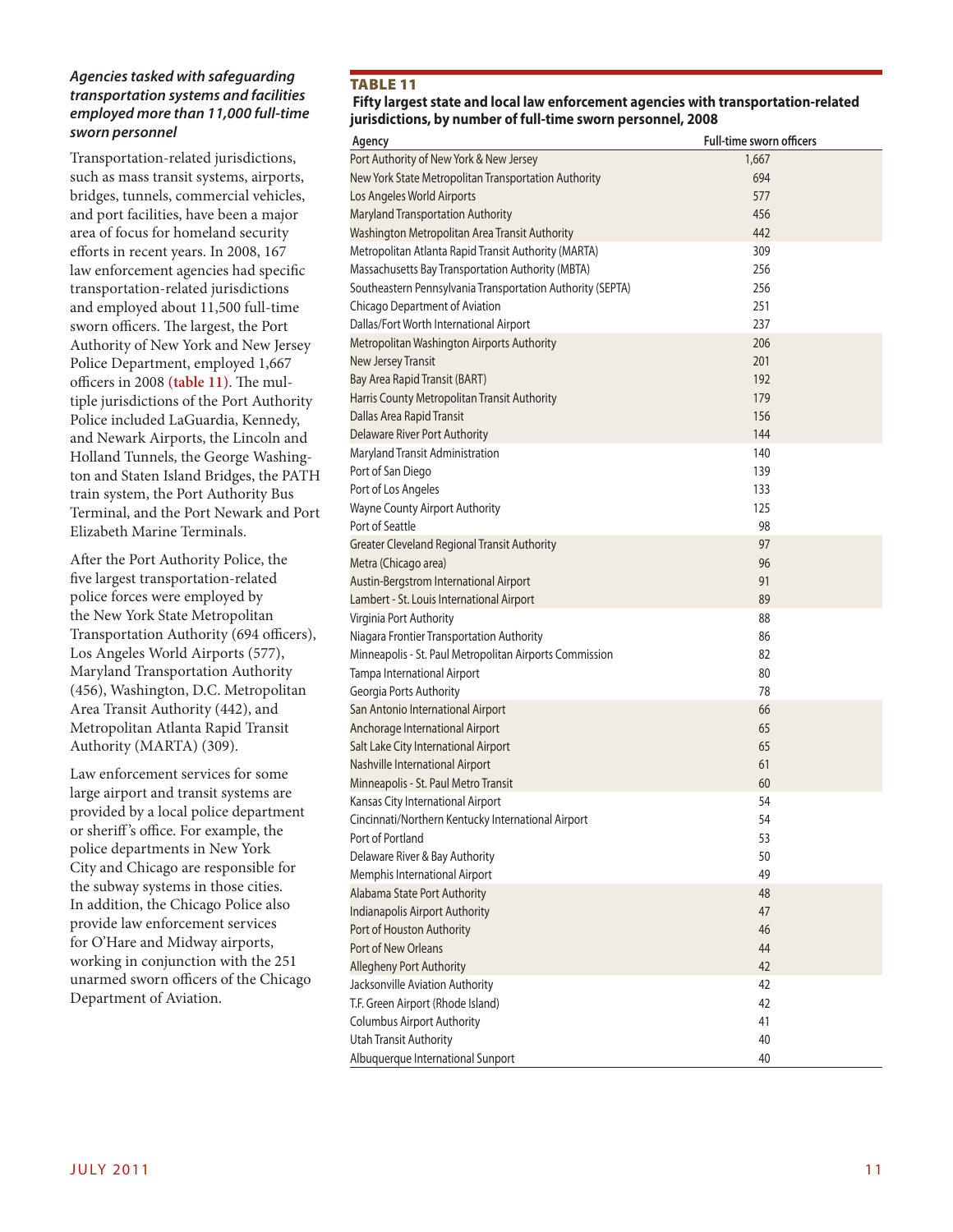***Agencies tasked with safeguarding transportation systems and facilities employed more than 11,000 full-time sworn personnel***

Transportation-related jurisdictions, such as mass transit systems, airports, bridges, tunnels, commercial vehicles, and port facilities, have been a major area of focus for homeland security efforts in recent years. In 2008, 167 law enforcement agencies had specific transportation-related jurisdictions and employed about 11,500 full-time sworn officers. The largest, the Port Authority of New York and New Jersey Police Department, employed 1,667 officers in 2008 **(table 11)**. The multiple jurisdictions of the Port Authority Police included LaGuardia, Kennedy, and Newark Airports, the Lincoln and Holland Tunnels, the George Washington and Staten Island Bridges, the PATH train system, the Port Authority Bus Terminal, and the Port Newark and Port Elizabeth Marine Terminals.

After the Port Authority Police, the five largest transportation-related police forces were employed by the New York State Metropolitan Transportation Authority (694 officers), Los Angeles World Airports (577), Maryland Transportation Authority (456), Washington, D.C. Metropolitan Area Transit Authority (442), and Metropolitan Atlanta Rapid Transit Authority (MARTA) (309).

Law enforcement services for some large airport and transit systems are provided by a local police department or sheriff's office. For example, the police departments in New York City and Chicago are responsible for the subway systems in those cities. In addition, the Chicago Police also provide law enforcement services for O'Hare and Midway airports, working in conjunction with the 251 unarmed sworn officers of the Chicago Department of Aviation.

**TABLE 11**
**Fifty largest state and local law enforcement agencies with transportation-related jurisdictions, by number of full-time sworn personnel, 2008**

| Agency | Full-time sworn officers |
|---|---|
| Port Authority of New York & New Jersey | 1,667 |
| New York State Metropolitan Transportation Authority | 694 |
| Los Angeles World Airports | 577 |
| Maryland Transportation Authority | 456 |
| Washington Metropolitan Area Transit Authority | 442 |
| Metropolitan Atlanta Rapid Transit Authority (MARTA) | 309 |
| Massachusetts Bay Transportation Authority (MBTA) | 256 |
| Southeastern Pennsylvania Transportation Authority (SEPTA) | 256 |
| Chicago Department of Aviation | 251 |
| Dallas/Fort Worth International Airport | 237 |
| Metropolitan Washington Airports Authority | 206 |
| New Jersey Transit | 201 |
| Bay Area Rapid Transit (BART) | 192 |
| Harris County Metropolitan Transit Authority | 179 |
| Dallas Area Rapid Transit | 156 |
| Delaware River Port Authority | 144 |
| Maryland Transit Administration | 140 |
| Port of San Diego | 139 |
| Port of Los Angeles | 133 |
| Wayne County Airport Authority | 125 |
| Port of Seattle | 98 |
| Greater Cleveland Regional Transit Authority | 97 |
| Metra (Chicago area) | 96 |
| Austin-Bergstrom International Airport | 91 |
| Lambert - St. Louis International Airport | 89 |
| Virginia Port Authority | 88 |
| Niagara Frontier Transportation Authority | 86 |
| Minneapolis - St. Paul Metropolitan Airports Commission | 82 |
| Tampa International Airport | 80 |
| Georgia Ports Authority | 78 |
| San Antonio International Airport | 66 |
| Anchorage International Airport | 65 |
| Salt Lake City International Airport | 65 |
| Nashville International Airport | 61 |
| Minneapolis - St. Paul Metro Transit | 60 |
| Kansas City International Airport | 54 |
| Cincinnati/Northern Kentucky International Airport | 54 |
| Port of Portland | 53 |
| Delaware River & Bay Authority | 50 |
| Memphis International Airport | 49 |
| Alabama State Port Authority | 48 |
| Indianapolis Airport Authority | 47 |
| Port of Houston Authority | 46 |
| Port of New Orleans | 44 |
| Allegheny Port Authority | 42 |
| Jacksonville Aviation Authority | 42 |
| T.F. Green Airport (Rhode Island) | 42 |
| Columbus Airport Authority | 41 |
| Utah Transit Authority | 40 |
| Albuquerque International Sunport | 40 |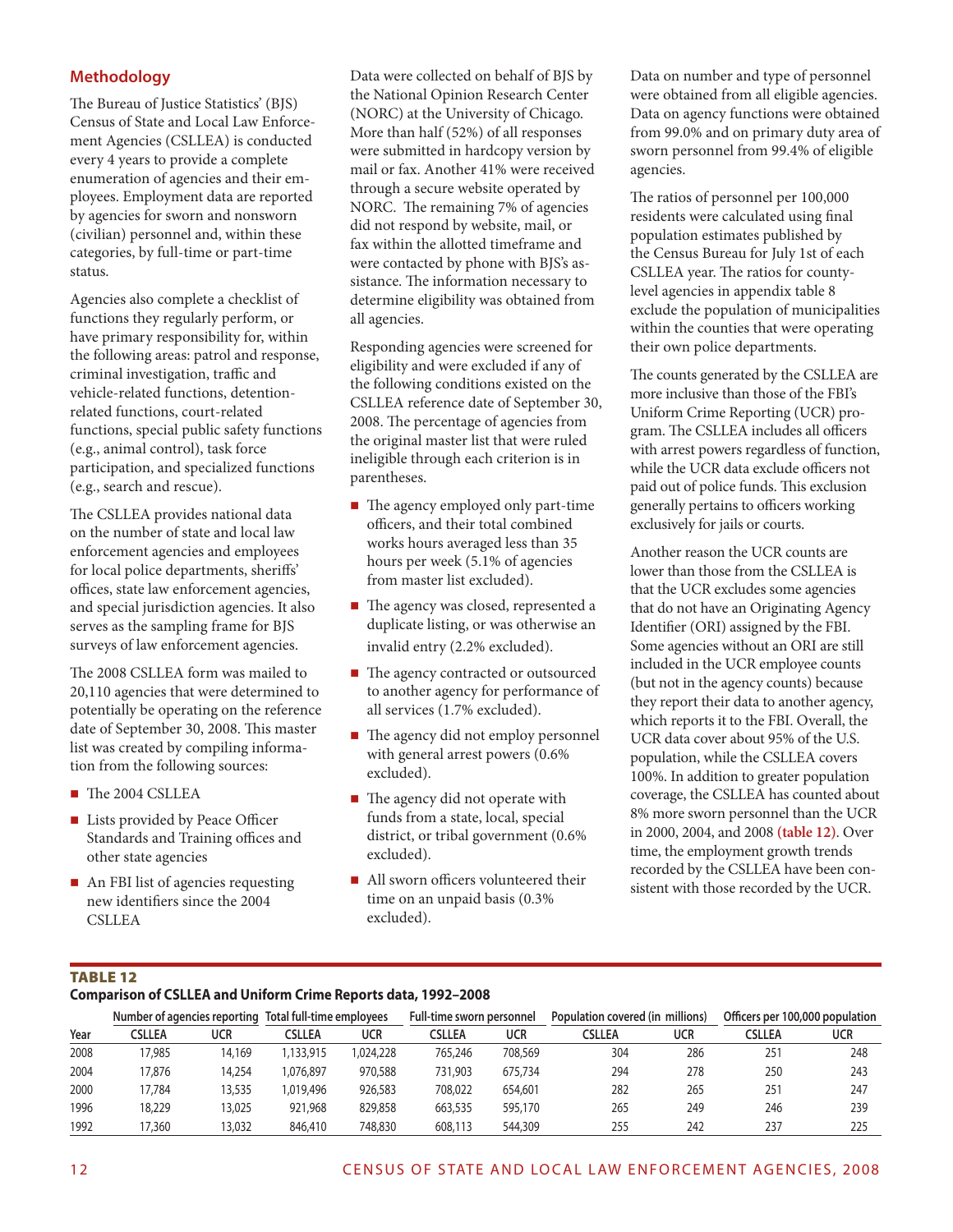## Methodology

The Bureau of Justice Statistics' (BJS) Census of State and Local Law Enforcement Agencies (CSLLEA) is conducted every 4 years to provide a complete enumeration of agencies and their employees. Employment data are reported by agencies for sworn and nonsworn (civilian) personnel and, within these categories, by full-time or part-time status.

Agencies also complete a checklist of functions they regularly perform, or have primary responsibility for, within the following areas: patrol and response, criminal investigation, traffic and vehicle-related functions, detention-related functions, court-related functions, special public safety functions (e.g., animal control), task force participation, and specialized functions (e.g., search and rescue).

The CSLLEA provides national data on the number of state and local law enforcement agencies and employees for local police departments, sheriffs' offices, state law enforcement agencies, and special jurisdiction agencies. It also serves as the sampling frame for BJS surveys of law enforcement agencies.

The 2008 CSLLEA form was mailed to 20,110 agencies that were determined to potentially be operating on the reference date of September 30, 2008. This master list was created by compiling information from the following sources:

- The 2004 CSLLEA
- Lists provided by Peace Officer Standards and Training offices and other state agencies
- An FBI list of agencies requesting new identifiers since the 2004 CSLLEA

Data were collected on behalf of BJS by the National Opinion Research Center (NORC) at the University of Chicago. More than half (52%) of all responses were submitted in hardcopy version by mail or fax. Another 41% were received through a secure website operated by NORC. The remaining 7% of agencies did not respond by website, mail, or fax within the allotted timeframe and were contacted by phone with BJS's assistance. The information necessary to determine eligibility was obtained from all agencies.

Responding agencies were screened for eligibility and were excluded if any of the following conditions existed on the CSLLEA reference date of September 30, 2008. The percentage of agencies from the original master list that were ruled ineligible through each criterion is in parentheses.

- The agency employed only part-time officers, and their total combined works hours averaged less than 35 hours per week (5.1% of agencies from master list excluded).
- The agency was closed, represented a duplicate listing, or was otherwise an invalid entry (2.2% excluded).
- The agency contracted or outsourced to another agency for performance of all services (1.7% excluded).
- The agency did not employ personnel with general arrest powers (0.6% excluded).
- The agency did not operate with funds from a state, local, special district, or tribal government (0.6% excluded).
- All sworn officers volunteered their time on an unpaid basis (0.3% excluded).

Data on number and type of personnel were obtained from all eligible agencies. Data on agency functions were obtained from 99.0% and on primary duty area of sworn personnel from 99.4% of eligible agencies.

The ratios of personnel per 100,000 residents were calculated using final population estimates published by the Census Bureau for July 1st of each CSLLEA year. The ratios for county-level agencies in appendix table 8 exclude the population of municipalities within the counties that were operating their own police departments.

The counts generated by the CSLLEA are more inclusive than those of the FBI's Uniform Crime Reporting (UCR) program. The CSLLEA includes all officers with arrest powers regardless of function, while the UCR data exclude officers not paid out of police funds. This exclusion generally pertains to officers working exclusively for jails or courts.

Another reason the UCR counts are lower than those from the CSLLEA is that the UCR excludes some agencies that do not have an Originating Agency Identifier (ORI) assigned by the FBI. Some agencies without an ORI are still included in the UCR employee counts (but not in the agency counts) because they report their data to another agency, which reports it to the FBI. Overall, the UCR data cover about 95% of the U.S. population, while the CSLLEA covers 100%. In addition to greater population coverage, the CSLLEA has counted about 8% more sworn personnel than the UCR in 2000, 2004, and 2008 **(table 12)**. Over time, the employment growth trends recorded by the CSLLEA have been consistent with those recorded by the UCR.

**TABLE 12**
**Comparison of CSLLEA and Uniform Crime Reports data, 1992–2008**

| | Number of agencies reporting | | Total full-time employees | | Full-time sworn personnel | | Population covered (in millions) | | Officers per 100,000 population | |
|---|---|---|---|---|---|---|---|---|---|---|
| Year | CSLLEA | UCR | CSLLEA | UCR | CSLLEA | UCR | CSLLEA | UCR | CSLLEA | UCR |
| 2008 | 17,985 | 14,169 | 1,133,915 | 1,024,228 | 765,246 | 708,569 | 304 | 286 | 251 | 248 |
| 2004 | 17,876 | 14,254 | 1,076,897 | 970,588 | 731,903 | 675,734 | 294 | 278 | 250 | 243 |
| 2000 | 17,784 | 13,535 | 1,019,496 | 926,583 | 708,022 | 654,601 | 282 | 265 | 251 | 247 |
| 1996 | 18,229 | 13,025 | 921,968 | 829,858 | 663,535 | 595,170 | 265 | 249 | 246 | 239 |
| 1992 | 17,360 | 13,032 | 846,410 | 748,830 | 608,113 | 544,309 | 255 | 242 | 237 | 225 |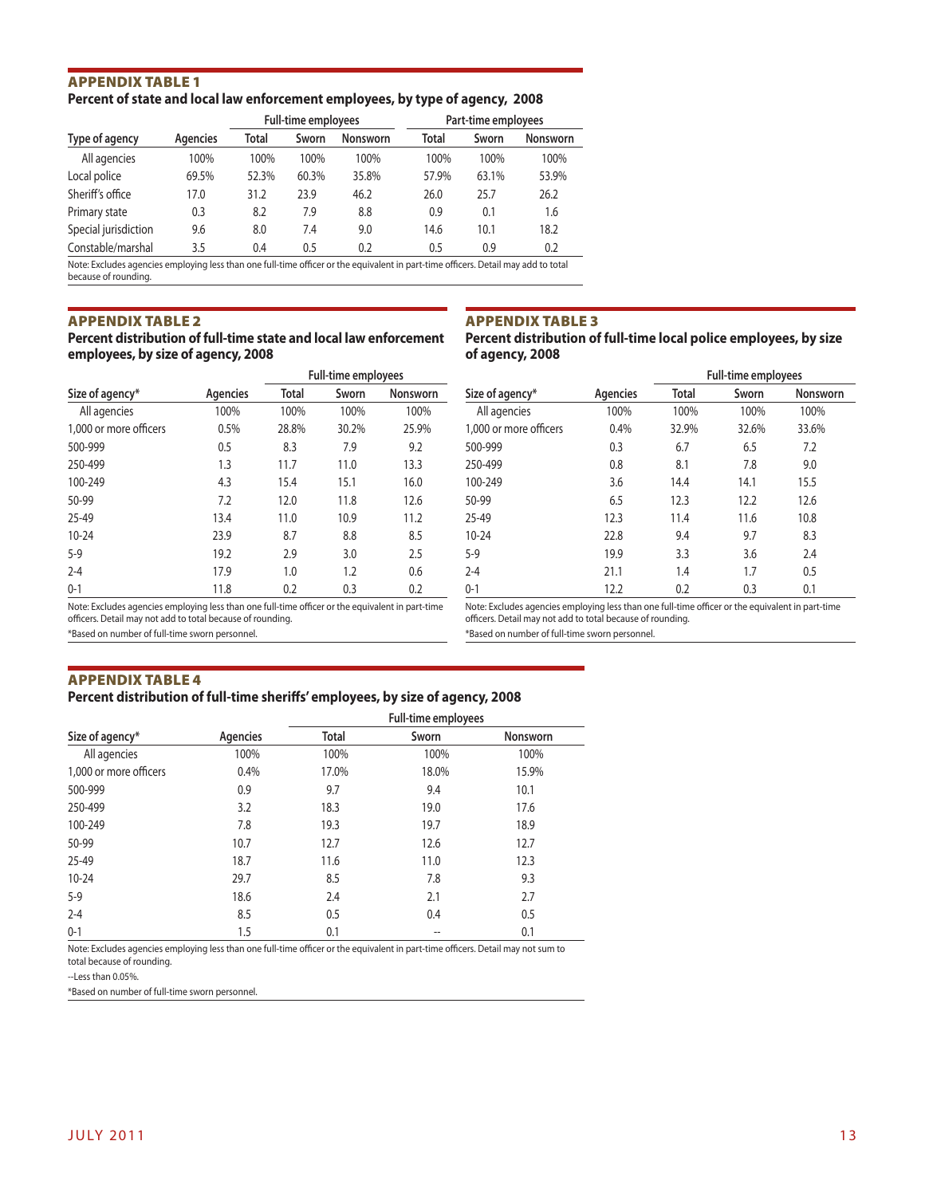## APPENDIX TABLE 1

**Percent of state and local law enforcement employees, by type of agency, 2008**

| | | Full-time employees | | | Part-time employees | | |
|---|---|---|---|---|---|---|---|
| Type of agency | Agencies | Total | Sworn | Nonsworn | Total | Sworn | Nonsworn |
| All agencies | 100% | 100% | 100% | 100% | 100% | 100% | 100% |
| Local police | 69.5% | 52.3% | 60.3% | 35.8% | 57.9% | 63.1% | 53.9% |
| Sheriff's office | 17.0 | 31.2 | 23.9 | 46.2 | 26.0 | 25.7 | 26.2 |
| Primary state | 0.3 | 8.2 | 7.9 | 8.8 | 0.9 | 0.1 | 1.6 |
| Special jurisdiction | 9.6 | 8.0 | 7.4 | 9.0 | 14.6 | 10.1 | 18.2 |
| Constable/marshal | 3.5 | 0.4 | 0.5 | 0.2 | 0.5 | 0.9 | 0.2 |

Note: Excludes agencies employing less than one full-time officer or the equivalent in part-time officers. Detail may add to total because of rounding.

## APPENDIX TABLE 2

**Percent distribution of full-time state and local law enforcement employees, by size of agency, 2008**

| | | Full-time employees | | |
|---|---|---|---|---|
| Size of agency* | Agencies | Total | Sworn | Nonsworn |
| All agencies | 100% | 100% | 100% | 100% |
| 1,000 or more officers | 0.5% | 28.8% | 30.2% | 25.9% |
| 500-999 | 0.5 | 8.3 | 7.9 | 9.2 |
| 250-499 | 1.3 | 11.7 | 11.0 | 13.3 |
| 100-249 | 4.3 | 15.4 | 15.1 | 16.0 |
| 50-99 | 7.2 | 12.0 | 11.8 | 12.6 |
| 25-49 | 13.4 | 11.0 | 10.9 | 11.2 |
| 10-24 | 23.9 | 8.7 | 8.8 | 8.5 |
| 5-9 | 19.2 | 2.9 | 3.0 | 2.5 |
| 2-4 | 17.9 | 1.0 | 1.2 | 0.6 |
| 0-1 | 11.8 | 0.2 | 0.3 | 0.2 |

Note: Excludes agencies employing less than one full-time officer or the equivalent in part-time officers. Detail may not add to total because of rounding.

*Based on number of full-time sworn personnel.

## APPENDIX TABLE 3

**Percent distribution of full-time local police employees, by size of agency, 2008**

| | | Full-time employees | | |
|---|---|---|---|---|
| Size of agency* | Agencies | Total | Sworn | Nonsworn |
| All agencies | 100% | 100% | 100% | 100% |
| 1,000 or more officers | 0.4% | 32.9% | 32.6% | 33.6% |
| 500-999 | 0.3 | 6.7 | 6.5 | 7.2 |
| 250-499 | 0.8 | 8.1 | 7.8 | 9.0 |
| 100-249 | 3.6 | 14.4 | 14.1 | 15.5 |
| 50-99 | 6.5 | 12.3 | 12.2 | 12.6 |
| 25-49 | 12.3 | 11.4 | 11.6 | 10.8 |
| 10-24 | 22.8 | 9.4 | 9.7 | 8.3 |
| 5-9 | 19.9 | 3.3 | 3.6 | 2.4 |
| 2-4 | 21.1 | 1.4 | 1.7 | 0.5 |
| 0-1 | 12.2 | 0.2 | 0.3 | 0.1 |

Note: Excludes agencies employing less than one full-time officer or the equivalent in part-time officers. Detail may not add to total because of rounding.

*Based on number of full-time sworn personnel.

## APPENDIX TABLE 4

**Percent distribution of full-time sheriffs' employees, by size of agency, 2008**

| | | Full-time employees | | |
|---|---|---|---|---|
| Size of agency* | Agencies | Total | Sworn | Nonsworn |
| All agencies | 100% | 100% | 100% | 100% |
| 1,000 or more officers | 0.4% | 17.0% | 18.0% | 15.9% |
| 500-999 | 0.9 | 9.7 | 9.4 | 10.1 |
| 250-499 | 3.2 | 18.3 | 19.0 | 17.6 |
| 100-249 | 7.8 | 19.3 | 19.7 | 18.9 |
| 50-99 | 10.7 | 12.7 | 12.6 | 12.7 |
| 25-49 | 18.7 | 11.6 | 11.0 | 12.3 |
| 10-24 | 29.7 | 8.5 | 7.8 | 9.3 |
| 5-9 | 18.6 | 2.4 | 2.1 | 2.7 |
| 2-4 | 8.5 | 0.5 | 0.4 | 0.5 |
| 0-1 | 1.5 | 0.1 | -- | 0.1 |

Note: Excludes agencies employing less than one full-time officer or the equivalent in part-time officers. Detail may not sum to total because of rounding.

--Less than 0.05%.

*Based on number of full-time sworn personnel.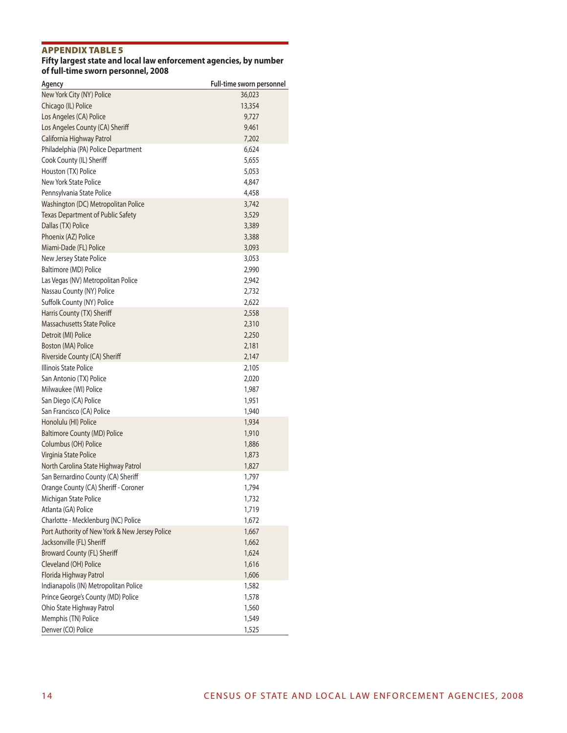## APPENDIX TABLE 5

**Fifty largest state and local law enforcement agencies, by number of full-time sworn personnel, 2008**

| Agency | Full-time sworn personnel |
|---|---|
| New York City (NY) Police | 36,023 |
| Chicago (IL) Police | 13,354 |
| Los Angeles (CA) Police | 9,727 |
| Los Angeles County (CA) Sheriff | 9,461 |
| California Highway Patrol | 7,202 |
| Philadelphia (PA) Police Department | 6,624 |
| Cook County (IL) Sheriff | 5,655 |
| Houston (TX) Police | 5,053 |
| New York State Police | 4,847 |
| Pennsylvania State Police | 4,458 |
| Washington (DC) Metropolitan Police | 3,742 |
| Texas Department of Public Safety | 3,529 |
| Dallas (TX) Police | 3,389 |
| Phoenix (AZ) Police | 3,388 |
| Miami-Dade (FL) Police | 3,093 |
| New Jersey State Police | 3,053 |
| Baltimore (MD) Police | 2,990 |
| Las Vegas (NV) Metropolitan Police | 2,942 |
| Nassau County (NY) Police | 2,732 |
| Suffolk County (NY) Police | 2,622 |
| Harris County (TX) Sheriff | 2,558 |
| Massachusetts State Police | 2,310 |
| Detroit (MI) Police | 2,250 |
| Boston (MA) Police | 2,181 |
| Riverside County (CA) Sheriff | 2,147 |
| Illinois State Police | 2,105 |
| San Antonio (TX) Police | 2,020 |
| Milwaukee (WI) Police | 1,987 |
| San Diego (CA) Police | 1,951 |
| San Francisco (CA) Police | 1,940 |
| Honolulu (HI) Police | 1,934 |
| Baltimore County (MD) Police | 1,910 |
| Columbus (OH) Police | 1,886 |
| Virginia State Police | 1,873 |
| North Carolina State Highway Patrol | 1,827 |
| San Bernardino County (CA) Sheriff | 1,797 |
| Orange County (CA) Sheriff - Coroner | 1,794 |
| Michigan State Police | 1,732 |
| Atlanta (GA) Police | 1,719 |
| Charlotte - Mecklenburg (NC) Police | 1,672 |
| Port Authority of New York & New Jersey Police | 1,667 |
| Jacksonville (FL) Sheriff | 1,662 |
| Broward County (FL) Sheriff | 1,624 |
| Cleveland (OH) Police | 1,616 |
| Florida Highway Patrol | 1,606 |
| Indianapolis (IN) Metropolitan Police | 1,582 |
| Prince George's County (MD) Police | 1,578 |
| Ohio State Highway Patrol | 1,560 |
| Memphis (TN) Police | 1,549 |
| Denver (CO) Police | 1,525 |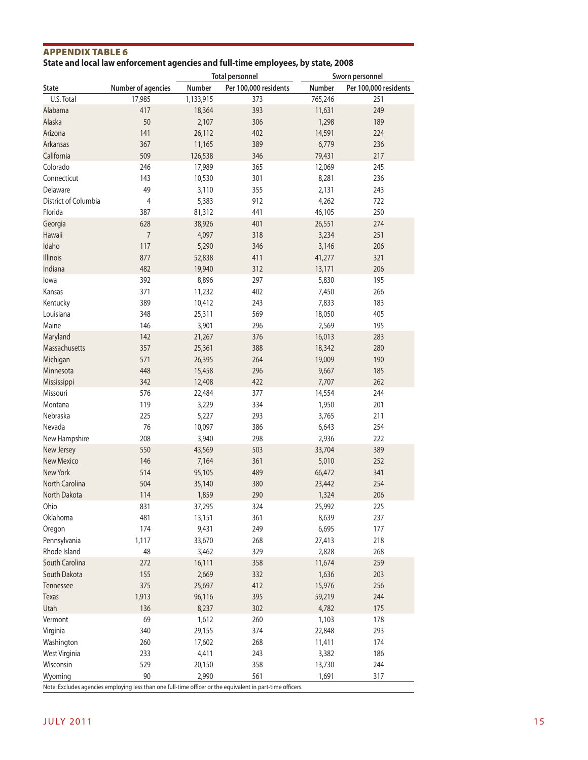## APPENDIX TABLE 6

**State and local law enforcement agencies and full-time employees, by state, 2008**

| State | Number of agencies | Total personnel | | Sworn personnel | |
|---|---|---|---|---|---|
| | | Number | Per 100,000 residents | Number | Per 100,000 residents |
| U.S. Total | 17,985 | 1,133,915 | 373 | 765,246 | 251 |
| Alabama | 417 | 18,364 | 393 | 11,631 | 249 |
| Alaska | 50 | 2,107 | 306 | 1,298 | 189 |
| Arizona | 141 | 26,112 | 402 | 14,591 | 224 |
| Arkansas | 367 | 11,165 | 389 | 6,779 | 236 |
| California | 509 | 126,538 | 346 | 79,431 | 217 |
| Colorado | 246 | 17,989 | 365 | 12,069 | 245 |
| Connecticut | 143 | 10,530 | 301 | 8,281 | 236 |
| Delaware | 49 | 3,110 | 355 | 2,131 | 243 |
| District of Columbia | 4 | 5,383 | 912 | 4,262 | 722 |
| Florida | 387 | 81,312 | 441 | 46,105 | 250 |
| Georgia | 628 | 38,926 | 401 | 26,551 | 274 |
| Hawaii | 7 | 4,097 | 318 | 3,234 | 251 |
| Idaho | 117 | 5,290 | 346 | 3,146 | 206 |
| Illinois | 877 | 52,838 | 411 | 41,277 | 321 |
| Indiana | 482 | 19,940 | 312 | 13,171 | 206 |
| Iowa | 392 | 8,896 | 297 | 5,830 | 195 |
| Kansas | 371 | 11,232 | 402 | 7,450 | 266 |
| Kentucky | 389 | 10,412 | 243 | 7,833 | 183 |
| Louisiana | 348 | 25,311 | 569 | 18,050 | 405 |
| Maine | 146 | 3,901 | 296 | 2,569 | 195 |
| Maryland | 142 | 21,267 | 376 | 16,013 | 283 |
| Massachusetts | 357 | 25,361 | 388 | 18,342 | 280 |
| Michigan | 571 | 26,395 | 264 | 19,009 | 190 |
| Minnesota | 448 | 15,458 | 296 | 9,667 | 185 |
| Mississippi | 342 | 12,408 | 422 | 7,707 | 262 |
| Missouri | 576 | 22,484 | 377 | 14,554 | 244 |
| Montana | 119 | 3,229 | 334 | 1,950 | 201 |
| Nebraska | 225 | 5,227 | 293 | 3,765 | 211 |
| Nevada | 76 | 10,097 | 386 | 6,643 | 254 |
| New Hampshire | 208 | 3,940 | 298 | 2,936 | 222 |
| New Jersey | 550 | 43,569 | 503 | 33,704 | 389 |
| New Mexico | 146 | 7,164 | 361 | 5,010 | 252 |
| New York | 514 | 95,105 | 489 | 66,472 | 341 |
| North Carolina | 504 | 35,140 | 380 | 23,442 | 254 |
| North Dakota | 114 | 1,859 | 290 | 1,324 | 206 |
| Ohio | 831 | 37,295 | 324 | 25,992 | 225 |
| Oklahoma | 481 | 13,151 | 361 | 8,639 | 237 |
| Oregon | 174 | 9,431 | 249 | 6,695 | 177 |
| Pennsylvania | 1,117 | 33,670 | 268 | 27,413 | 218 |
| Rhode Island | 48 | 3,462 | 329 | 2,828 | 268 |
| South Carolina | 272 | 16,111 | 358 | 11,674 | 259 |
| South Dakota | 155 | 2,669 | 332 | 1,636 | 203 |
| Tennessee | 375 | 25,697 | 412 | 15,976 | 256 |
| Texas | 1,913 | 96,116 | 395 | 59,219 | 244 |
| Utah | 136 | 8,237 | 302 | 4,782 | 175 |
| Vermont | 69 | 1,612 | 260 | 1,103 | 178 |
| Virginia | 340 | 29,155 | 374 | 22,848 | 293 |
| Washington | 260 | 17,602 | 268 | 11,411 | 174 |
| West Virginia | 233 | 4,411 | 243 | 3,382 | 186 |
| Wisconsin | 529 | 20,150 | 358 | 13,730 | 244 |
| Wyoming | 90 | 2,990 | 561 | 1,691 | 317 |

Note: Excludes agencies employing less than one full-time officer or the equivalent in part-time officers.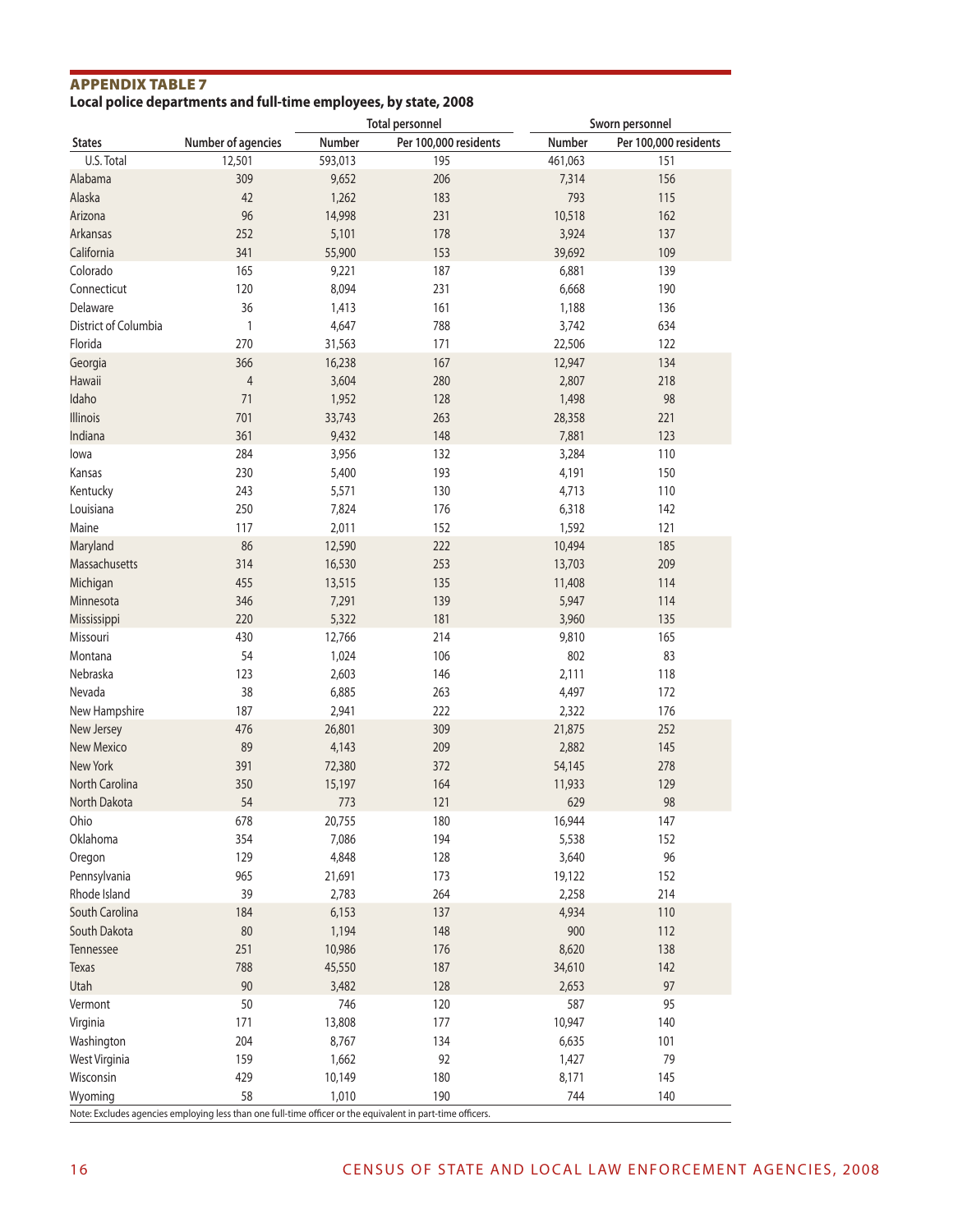## APPENDIX TABLE 7

**Local police departments and full-time employees, by state, 2008**

| States | Number of agencies | Total personnel | | Sworn personnel | |
|---|---|---|---|---|---|
| | | Number | Per 100,000 residents | Number | Per 100,000 residents |
| U.S. Total | 12,501 | 593,013 | 195 | 461,063 | 151 |
| Alabama | 309 | 9,652 | 206 | 7,314 | 156 |
| Alaska | 42 | 1,262 | 183 | 793 | 115 |
| Arizona | 96 | 14,998 | 231 | 10,518 | 162 |
| Arkansas | 252 | 5,101 | 178 | 3,924 | 137 |
| California | 341 | 55,900 | 153 | 39,692 | 109 |
| Colorado | 165 | 9,221 | 187 | 6,881 | 139 |
| Connecticut | 120 | 8,094 | 231 | 6,668 | 190 |
| Delaware | 36 | 1,413 | 161 | 1,188 | 136 |
| District of Columbia | 1 | 4,647 | 788 | 3,742 | 634 |
| Florida | 270 | 31,563 | 171 | 22,506 | 122 |
| Georgia | 366 | 16,238 | 167 | 12,947 | 134 |
| Hawaii | 4 | 3,604 | 280 | 2,807 | 218 |
| Idaho | 71 | 1,952 | 128 | 1,498 | 98 |
| Illinois | 701 | 33,743 | 263 | 28,358 | 221 |
| Indiana | 361 | 9,432 | 148 | 7,881 | 123 |
| Iowa | 284 | 3,956 | 132 | 3,284 | 110 |
| Kansas | 230 | 5,400 | 193 | 4,191 | 150 |
| Kentucky | 243 | 5,571 | 130 | 4,713 | 110 |
| Louisiana | 250 | 7,824 | 176 | 6,318 | 142 |
| Maine | 117 | 2,011 | 152 | 1,592 | 121 |
| Maryland | 86 | 12,590 | 222 | 10,494 | 185 |
| Massachusetts | 314 | 16,530 | 253 | 13,703 | 209 |
| Michigan | 455 | 13,515 | 135 | 11,408 | 114 |
| Minnesota | 346 | 7,291 | 139 | 5,947 | 114 |
| Mississippi | 220 | 5,322 | 181 | 3,960 | 135 |
| Missouri | 430 | 12,766 | 214 | 9,810 | 165 |
| Montana | 54 | 1,024 | 106 | 802 | 83 |
| Nebraska | 123 | 2,603 | 146 | 2,111 | 118 |
| Nevada | 38 | 6,885 | 263 | 4,497 | 172 |
| New Hampshire | 187 | 2,941 | 222 | 2,322 | 176 |
| New Jersey | 476 | 26,801 | 309 | 21,875 | 252 |
| New Mexico | 89 | 4,143 | 209 | 2,882 | 145 |
| New York | 391 | 72,380 | 372 | 54,145 | 278 |
| North Carolina | 350 | 15,197 | 164 | 11,933 | 129 |
| North Dakota | 54 | 773 | 121 | 629 | 98 |
| Ohio | 678 | 20,755 | 180 | 16,944 | 147 |
| Oklahoma | 354 | 7,086 | 194 | 5,538 | 152 |
| Oregon | 129 | 4,848 | 128 | 3,640 | 96 |
| Pennsylvania | 965 | 21,691 | 173 | 19,122 | 152 |
| Rhode Island | 39 | 2,783 | 264 | 2,258 | 214 |
| South Carolina | 184 | 6,153 | 137 | 4,934 | 110 |
| South Dakota | 80 | 1,194 | 148 | 900 | 112 |
| Tennessee | 251 | 10,986 | 176 | 8,620 | 138 |
| Texas | 788 | 45,550 | 187 | 34,610 | 142 |
| Utah | 90 | 3,482 | 128 | 2,653 | 97 |
| Vermont | 50 | 746 | 120 | 587 | 95 |
| Virginia | 171 | 13,808 | 177 | 10,947 | 140 |
| Washington | 204 | 8,767 | 134 | 6,635 | 101 |
| West Virginia | 159 | 1,662 | 92 | 1,427 | 79 |
| Wisconsin | 429 | 10,149 | 180 | 8,171 | 145 |
| Wyoming | 58 | 1,010 | 190 | 744 | 140 |

Note: Excludes agencies employing less than one full-time officer or the equivalent in part-time officers.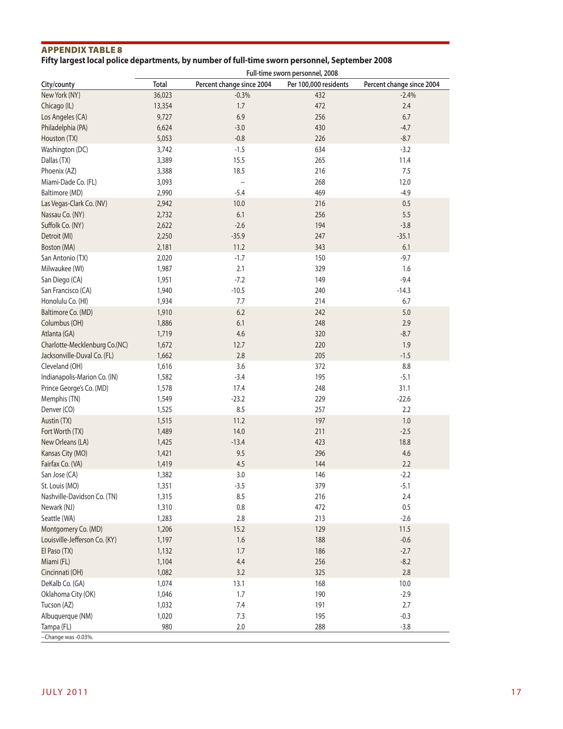## APPENDIX TABLE 8

**Fifty largest local police departments, by number of full-time sworn personnel, September 2008**

| City/county | Full-time sworn personnel, 2008 | | | |
|---|---|---|---|---|
| | Total | Percent change since 2004 | Per 100,000 residents | Percent change since 2004 |
| New York (NY) | 36,023 | -0.3% | 432 | -2.4% |
| Chicago (IL) | 13,354 | 1.7 | 472 | 2.4 |
| Los Angeles (CA) | 9,727 | 6.9 | 256 | 6.7 |
| Philadelphia (PA) | 6,624 | -3.0 | 430 | -4.7 |
| Houston (TX) | 5,053 | -0.8 | 226 | -8.7 |
| Washington (DC) | 3,742 | -1.5 | 634 | -3.2 |
| Dallas (TX) | 3,389 | 15.5 | 265 | 11.4 |
| Phoenix (AZ) | 3,388 | 18.5 | 216 | 7.5 |
| Miami-Dade Co. (FL) | 3,093 | -- | 268 | 12.0 |
| Baltimore (MD) | 2,990 | -5.4 | 469 | -4.9 |
| Las Vegas-Clark Co. (NV) | 2,942 | 10.0 | 216 | 0.5 |
| Nassau Co. (NY) | 2,732 | 6.1 | 256 | 5.5 |
| Suffolk Co. (NY) | 2,622 | -2.6 | 194 | -3.8 |
| Detroit (MI) | 2,250 | -35.9 | 247 | -35.1 |
| Boston (MA) | 2,181 | 11.2 | 343 | 6.1 |
| San Antonio (TX) | 2,020 | -1.7 | 150 | -9.7 |
| Milwaukee (WI) | 1,987 | 2.1 | 329 | 1.6 |
| San Diego (CA) | 1,951 | -7.2 | 149 | -9.4 |
| San Francisco (CA) | 1,940 | -10.5 | 240 | -14.3 |
| Honolulu Co. (HI) | 1,934 | 7.7 | 214 | 6.7 |
| Baltimore Co. (MD) | 1,910 | 6.2 | 242 | 5.0 |
| Columbus (OH) | 1,886 | 6.1 | 248 | 2.9 |
| Atlanta (GA) | 1,719 | 4.6 | 320 | -8.7 |
| Charlotte-Mecklenburg Co.(NC) | 1,672 | 12.7 | 220 | 1.9 |
| Jacksonville-Duval Co. (FL) | 1,662 | 2.8 | 205 | -1.5 |
| Cleveland (OH) | 1,616 | 3.6 | 372 | 8.8 |
| Indianapolis-Marion Co. (IN) | 1,582 | -3.4 | 195 | -5.1 |
| Prince George's Co. (MD) | 1,578 | 17.4 | 248 | 31.1 |
| Memphis (TN) | 1,549 | -23.2 | 229 | -22.6 |
| Denver (CO) | 1,525 | 8.5 | 257 | 2.2 |
| Austin (TX) | 1,515 | 11.2 | 197 | 1.0 |
| Fort Worth (TX) | 1,489 | 14.0 | 211 | -2.5 |
| New Orleans (LA) | 1,425 | -13.4 | 423 | 18.8 |
| Kansas City (MO) | 1,421 | 9.5 | 296 | 4.6 |
| Fairfax Co. (VA) | 1,419 | 4.5 | 144 | 2.2 |
| San Jose (CA) | 1,382 | 3.0 | 146 | -2.2 |
| St. Louis (MO) | 1,351 | -3.5 | 379 | -5.1 |
| Nashville-Davidson Co. (TN) | 1,315 | 8.5 | 216 | 2.4 |
| Newark (NJ) | 1,310 | 0.8 | 472 | 0.5 |
| Seattle (WA) | 1,283 | 2.8 | 213 | -2.6 |
| Montgomery Co. (MD) | 1,206 | 15.2 | 129 | 11.5 |
| Louisville-Jefferson Co. (KY) | 1,197 | 1.6 | 188 | -0.6 |
| El Paso (TX) | 1,132 | 1.7 | 186 | -2.7 |
| Miami (FL) | 1,104 | 4.4 | 256 | -8.2 |
| Cincinnati (OH) | 1,082 | 3.2 | 325 | 2.8 |
| DeKalb Co. (GA) | 1,074 | 13.1 | 168 | 10.0 |
| Oklahoma City (OK) | 1,046 | 1.7 | 190 | -2.9 |
| Tucson (AZ) | 1,032 | 7.4 | 191 | 2.7 |
| Albuquerque (NM) | 1,020 | 7.3 | 195 | -0.3 |
| Tampa (FL) | 980 | 2.0 | 288 | -3.8 |

--Change was -0.03%.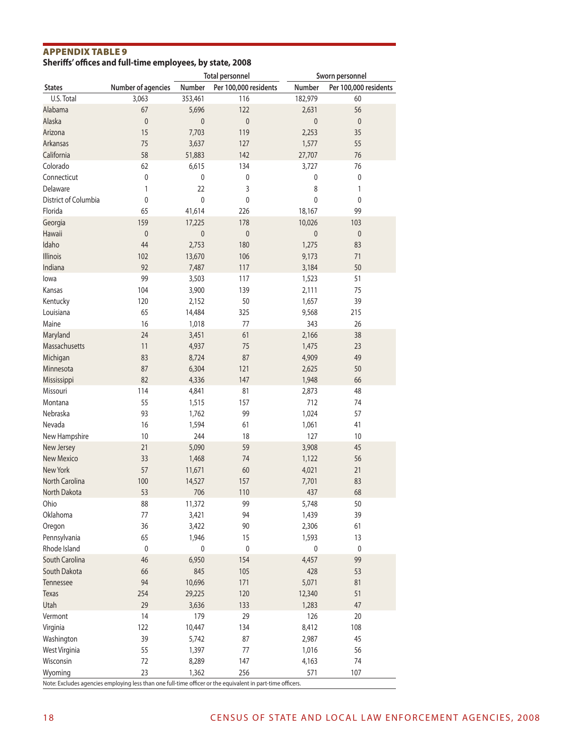## APPENDIX TABLE 9

**Sheriffs' offices and full-time employees, by state, 2008**

| States | Number of agencies | Total personnel | | Sworn personnel | |
|---|---|---|---|---|---|
| | | Number | Per 100,000 residents | Number | Per 100,000 residents |
| U.S. Total | 3,063 | 353,461 | 116 | 182,979 | 60 |
| Alabama | 67 | 5,696 | 122 | 2,631 | 56 |
| Alaska | 0 | 0 | 0 | 0 | 0 |
| Arizona | 15 | 7,703 | 119 | 2,253 | 35 |
| Arkansas | 75 | 3,637 | 127 | 1,577 | 55 |
| California | 58 | 51,883 | 142 | 27,707 | 76 |
| Colorado | 62 | 6,615 | 134 | 3,727 | 76 |
| Connecticut | 0 | 0 | 0 | 0 | 0 |
| Delaware | 1 | 22 | 3 | 8 | 1 |
| District of Columbia | 0 | 0 | 0 | 0 | 0 |
| Florida | 65 | 41,614 | 226 | 18,167 | 99 |
| Georgia | 159 | 17,225 | 178 | 10,026 | 103 |
| Hawaii | 0 | 0 | 0 | 0 | 0 |
| Idaho | 44 | 2,753 | 180 | 1,275 | 83 |
| Illinois | 102 | 13,670 | 106 | 9,173 | 71 |
| Indiana | 92 | 7,487 | 117 | 3,184 | 50 |
| Iowa | 99 | 3,503 | 117 | 1,523 | 51 |
| Kansas | 104 | 3,900 | 139 | 2,111 | 75 |
| Kentucky | 120 | 2,152 | 50 | 1,657 | 39 |
| Louisiana | 65 | 14,484 | 325 | 9,568 | 215 |
| Maine | 16 | 1,018 | 77 | 343 | 26 |
| Maryland | 24 | 3,451 | 61 | 2,166 | 38 |
| Massachusetts | 11 | 4,937 | 75 | 1,475 | 23 |
| Michigan | 83 | 8,724 | 87 | 4,909 | 49 |
| Minnesota | 87 | 6,304 | 121 | 2,625 | 50 |
| Mississippi | 82 | 4,336 | 147 | 1,948 | 66 |
| Missouri | 114 | 4,841 | 81 | 2,873 | 48 |
| Montana | 55 | 1,515 | 157 | 712 | 74 |
| Nebraska | 93 | 1,762 | 99 | 1,024 | 57 |
| Nevada | 16 | 1,594 | 61 | 1,061 | 41 |
| New Hampshire | 10 | 244 | 18 | 127 | 10 |
| New Jersey | 21 | 5,090 | 59 | 3,908 | 45 |
| New Mexico | 33 | 1,468 | 74 | 1,122 | 56 |
| New York | 57 | 11,671 | 60 | 4,021 | 21 |
| North Carolina | 100 | 14,527 | 157 | 7,701 | 83 |
| North Dakota | 53 | 706 | 110 | 437 | 68 |
| Ohio | 88 | 11,372 | 99 | 5,748 | 50 |
| Oklahoma | 77 | 3,421 | 94 | 1,439 | 39 |
| Oregon | 36 | 3,422 | 90 | 2,306 | 61 |
| Pennsylvania | 65 | 1,946 | 15 | 1,593 | 13 |
| Rhode Island | 0 | 0 | 0 | 0 | 0 |
| South Carolina | 46 | 6,950 | 154 | 4,457 | 99 |
| South Dakota | 66 | 845 | 105 | 428 | 53 |
| Tennessee | 94 | 10,696 | 171 | 5,071 | 81 |
| Texas | 254 | 29,225 | 120 | 12,340 | 51 |
| Utah | 29 | 3,636 | 133 | 1,283 | 47 |
| Vermont | 14 | 179 | 29 | 126 | 20 |
| Virginia | 122 | 10,447 | 134 | 8,412 | 108 |
| Washington | 39 | 5,742 | 87 | 2,987 | 45 |
| West Virginia | 55 | 1,397 | 77 | 1,016 | 56 |
| Wisconsin | 72 | 8,289 | 147 | 4,163 | 74 |
| Wyoming | 23 | 1,362 | 256 | 571 | 107 |

Note: Excludes agencies employing less than one full-time officer or the equivalent in part-time officers.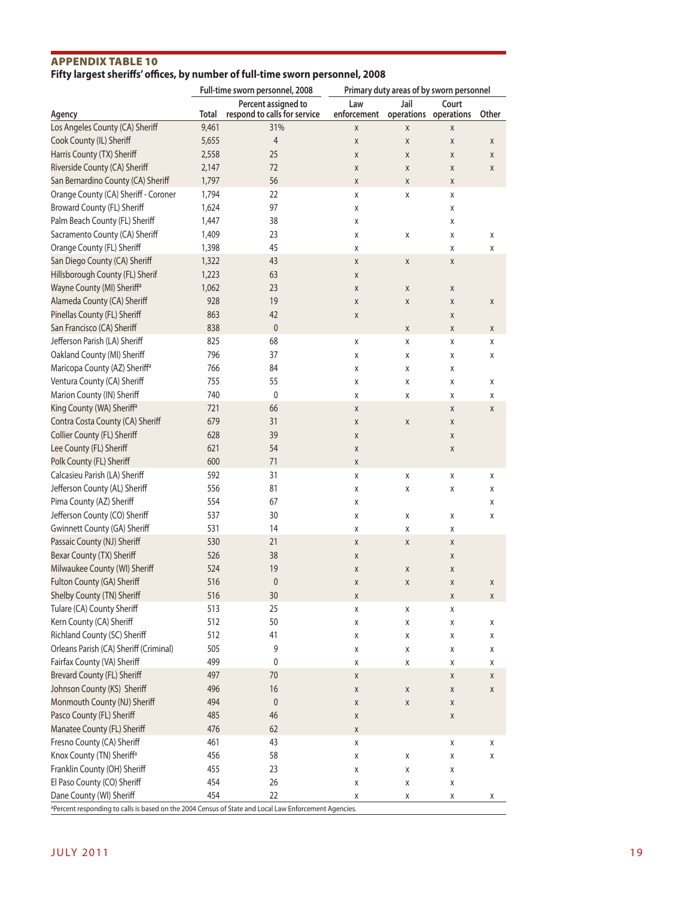## APPENDIX TABLE 10

**Fifty largest sheriffs' offices, by number of full-time sworn personnel, 2008**

| Agency | Full-time sworn personnel, 2008 | | Primary duty areas of by sworn personnel | | | |
|---|---|---|---|---|---|---|
| | Total | Percent assigned to respond to calls for service | Law enforcement | Jail operations | Court operations | Other |
| Los Angeles County (CA) Sheriff | 9,461 | 31% | x | x | x | |
| Cook County (IL) Sheriff | 5,655 | 4 | x | x | x | x |
| Harris County (TX) Sheriff | 2,558 | 25 | x | x | x | x |
| Riverside County (CA) Sheriff | 2,147 | 72 | x | x | x | x |
| San Bernardino County (CA) Sheriff | 1,797 | 56 | x | x | x | |
| Orange County (CA) Sheriff - Coroner | 1,794 | 22 | x | x | x | |
| Broward County (FL) Sheriff | 1,624 | 97 | x | | x | |
| Palm Beach County (FL) Sheriff | 1,447 | 38 | x | | x | |
| Sacramento County (CA) Sheriff | 1,409 | 23 | x | x | x | x |
| Orange County (FL) Sheriff | 1,398 | 45 | x | | x | x |
| San Diego County (CA) Sheriff | 1,322 | 43 | x | x | x | |
| Hillsborough County (FL) Sherif | 1,223 | 63 | x | | | |
| Wayne County (MI) Sheriff[a] | 1,062 | 23 | x | x | x | |
| Alameda County (CA) Sheriff | 928 | 19 | x | x | x | x |
| Pinellas County (FL) Sheriff | 863 | 42 | x | | x | |
| San Francisco (CA) Sheriff | 838 | 0 | | x | x | x |
| Jefferson Parish (LA) Sheriff | 825 | 68 | x | x | x | x |
| Oakland County (MI) Sheriff | 796 | 37 | x | x | x | x |
| Maricopa County (AZ) Sheriff[a] | 766 | 84 | x | x | x | |
| Ventura County (CA) Sheriff | 755 | 55 | x | x | x | x |
| Marion County (IN) Sheriff | 740 | 0 | x | x | x | x |
| King County (WA) Sheriff[a] | 721 | 66 | x | | x | x |
| Contra Costa County (CA) Sheriff | 679 | 31 | x | x | x | |
| Collier County (FL) Sheriff | 628 | 39 | x | | x | |
| Lee County (FL) Sheriff | 621 | 54 | x | | x | |
| Polk County (FL) Sheriff | 600 | 71 | x | | | |
| Calcasieu Parish (LA) Sheriff | 592 | 31 | x | x | x | x |
| Jefferson County (AL) Sheriff | 556 | 81 | x | x | x | x |
| Pima County (AZ) Sheriff | 554 | 67 | x | | | x |
| Jefferson County (CO) Sheriff | 537 | 30 | x | x | x | x |
| Gwinnett County (GA) Sheriff | 531 | 14 | x | x | x | |
| Passaic County (NJ) Sheriff | 530 | 21 | x | x | x | |
| Bexar County (TX) Sheriff | 526 | 38 | x | | x | |
| Milwaukee County (WI) Sheriff | 524 | 19 | x | x | x | |
| Fulton County (GA) Sheriff | 516 | 0 | x | x | x | x |
| Shelby County (TN) Sheriff | 516 | 30 | x | | x | x |
| Tulare (CA) County Sheriff | 513 | 25 | x | x | x | |
| Kern County (CA) Sheriff | 512 | 50 | x | x | x | x |
| Richland County (SC) Sheriff | 512 | 41 | x | x | x | x |
| Orleans Parish (CA) Sheriff (Criminal) | 505 | 9 | x | x | x | x |
| Fairfax County (VA) Sheriff | 499 | 0 | x | x | x | x |
| Brevard County (FL) Sheriff | 497 | 70 | x | | x | x |
| Johnson County (KS) Sheriff | 496 | 16 | x | x | x | x |
| Monmouth County (NJ) Sheriff | 494 | 0 | x | x | x | |
| Pasco County (FL) Sheriff | 485 | 46 | x | | x | |
| Manatee County (FL) Sheriff | 476 | 62 | x | | | |
| Fresno County (CA) Sheriff | 461 | 43 | x | | x | x |
| Knox County (TN) Sheriff[a] | 456 | 58 | x | x | x | x |
| Franklin County (OH) Sheriff | 455 | 23 | x | x | x | |
| El Paso County (CO) Sheriff | 454 | 26 | x | x | x | |
| Dane County (WI) Sheriff | 454 | 22 | x | x | x | x |

[a]Percent responding to calls is based on the 2004 Census of State and Local Law Enforcement Agencies.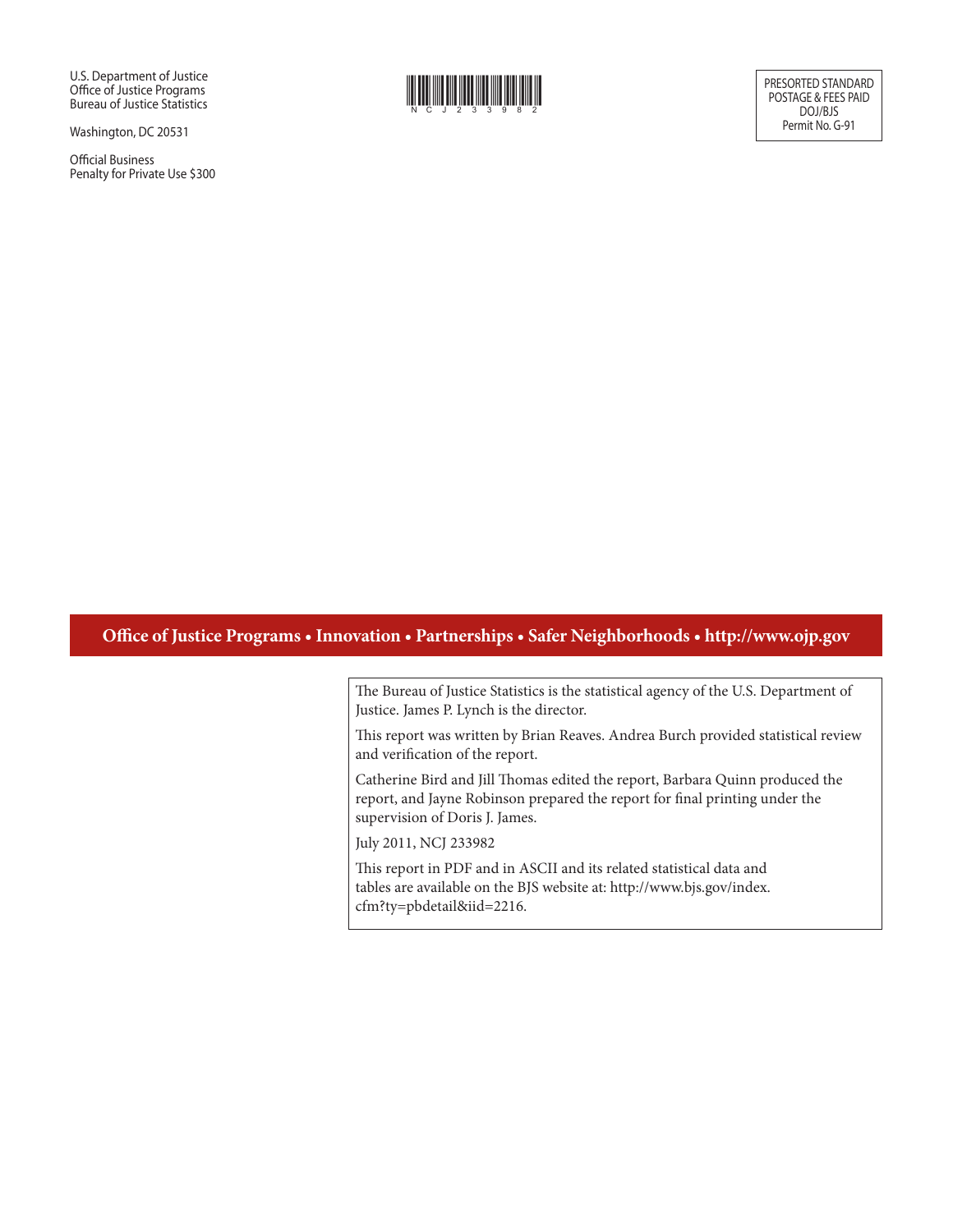U.S. Department of Justice
Office of Justice Programs
Bureau of Justice Statistics

Washington, DC 20531

Official Business
Penalty for Private Use $300

NCJ 233982

PRESORTED STANDARD
POSTAGE & FEES PAID
DOJ/BJS
Permit No. G-91

**Office of Justice Programs • Innovation • Partnerships • Safer Neighborhoods • http://www.ojp.gov**

The Bureau of Justice Statistics is the statistical agency of the U.S. Department of Justice. James P. Lynch is the director.

This report was written by Brian Reaves. Andrea Burch provided statistical review and verification of the report.

Catherine Bird and Jill Thomas edited the report, Barbara Quinn produced the report, and Jayne Robinson prepared the report for final printing under the supervision of Doris J. James.

July 2011, NCJ 233982

This report in PDF and in ASCII and its related statistical data and tables are available on the BJS website at: http://www.bjs.gov/index.cfm?ty=pbdetail&iid=2216.